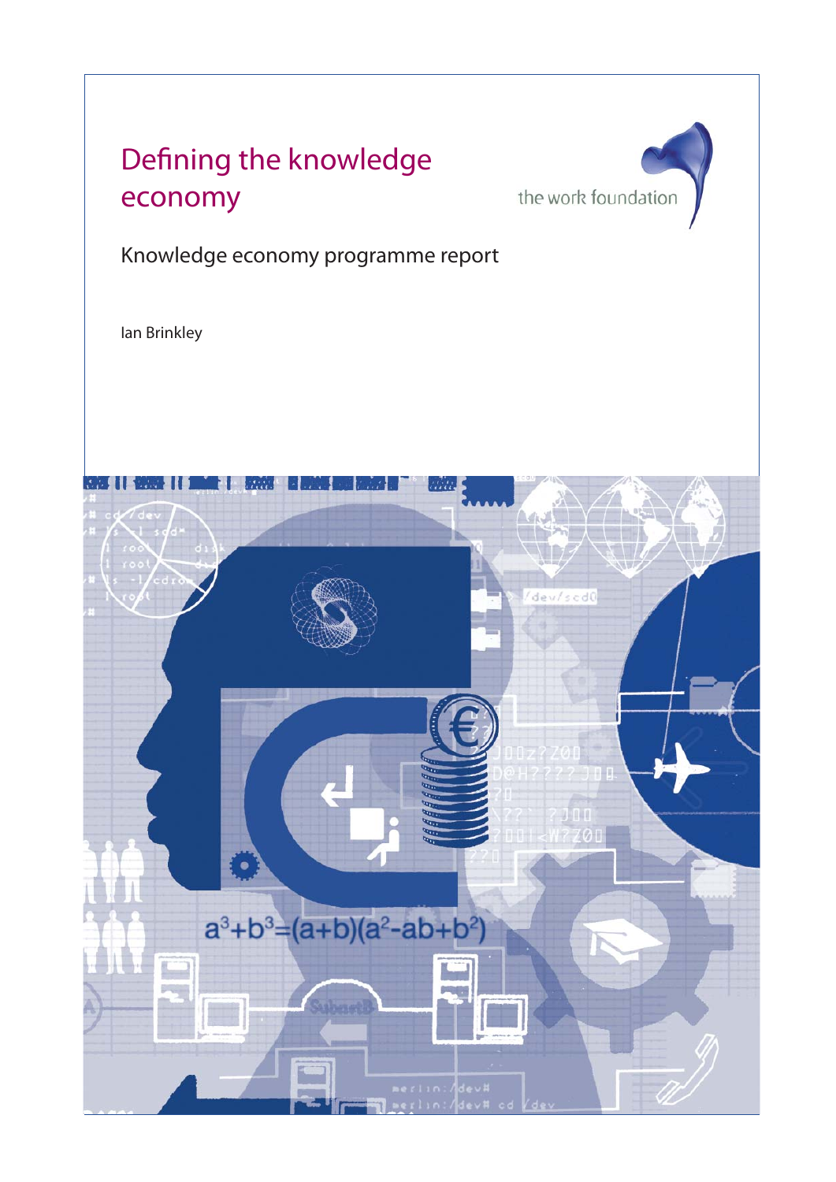# Defining the knowledge economy

the work foundation

Knowledge economy programme report

Ian Brinkley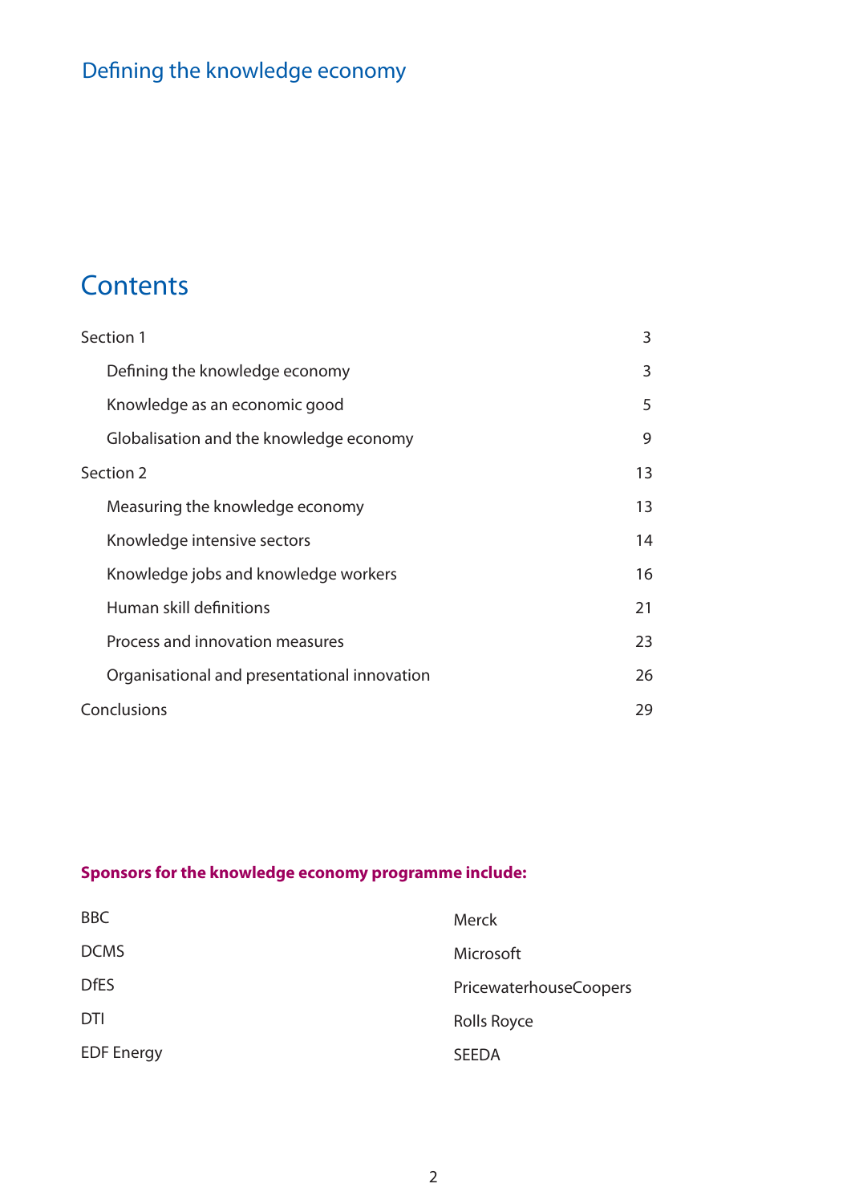Defining the knowledge economy

# Contents

| | |
|---|---|
| Section 1 | 3 |
| Defining the knowledge economy | 3 |
| Knowledge as an economic good | 5 |
| Globalisation and the knowledge economy | 9 |
| Section 2 | 13 |
| Measuring the knowledge economy | 13 |
| Knowledge intensive sectors | 14 |
| Knowledge jobs and knowledge workers | 16 |
| Human skill definitions | 21 |
| Process and innovation measures | 23 |
| Organisational and presentational innovation | 26 |
| Conclusions | 29 |

**Sponsors for the knowledge economy programme include:**

BBC
DCMS
DfES
DTI
EDF Energy
Merck
Microsoft
PricewaterhouseCoopers
Rolls Royce
SEEDA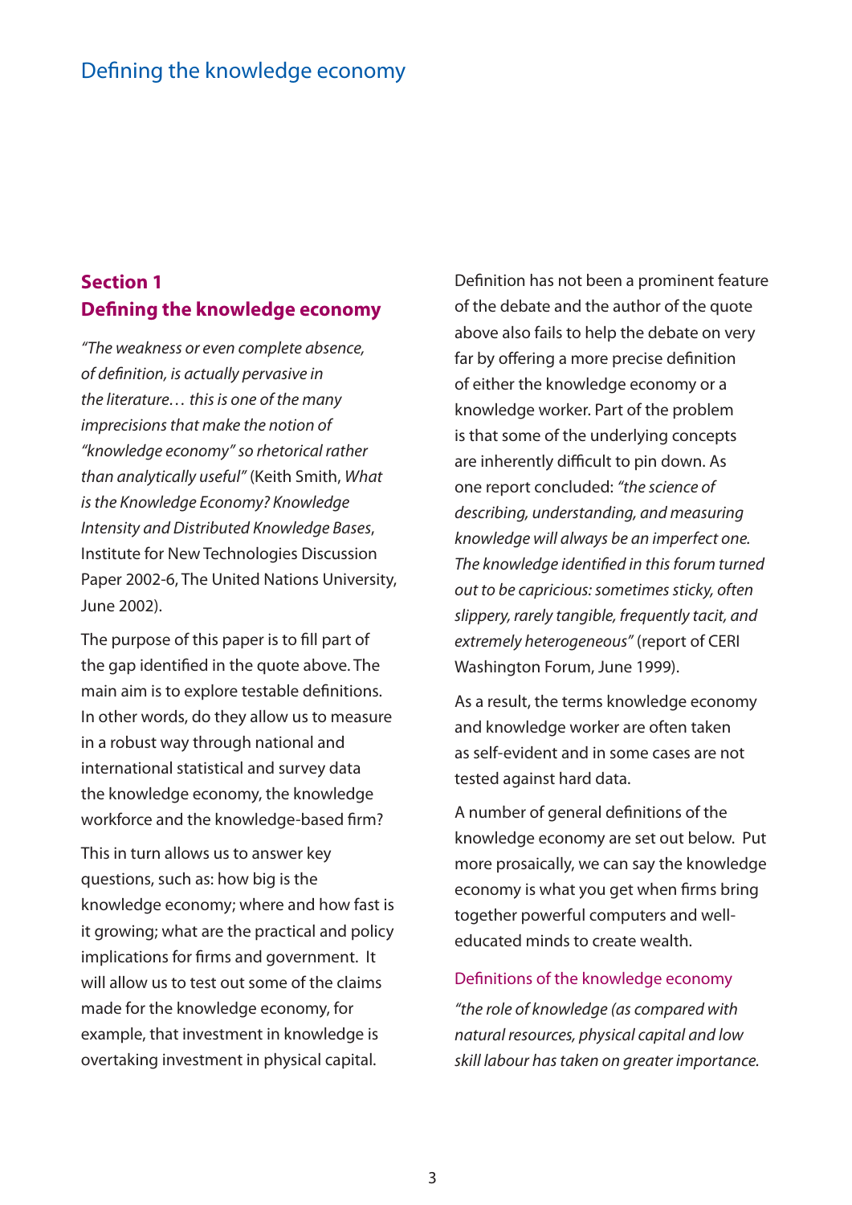## Section 1
## Defining the knowledge economy

*"The weakness or even complete absence, of definition, is actually pervasive in the literature… this is one of the many imprecisions that make the notion of "knowledge economy" so rhetorical rather than analytically useful"* (Keith Smith, *What is the Knowledge Economy? Knowledge Intensity and Distributed Knowledge Bases*, Institute for New Technologies Discussion Paper 2002-6, The United Nations University, June 2002).

The purpose of this paper is to fill part of the gap identified in the quote above. The main aim is to explore testable definitions. In other words, do they allow us to measure in a robust way through national and international statistical and survey data the knowledge economy, the knowledge workforce and the knowledge-based firm?

This in turn allows us to answer key questions, such as: how big is the knowledge economy; where and how fast is it growing; what are the practical and policy implications for firms and government. It will allow us to test out some of the claims made for the knowledge economy, for example, that investment in knowledge is overtaking investment in physical capital.

Definition has not been a prominent feature of the debate and the author of the quote above also fails to help the debate on very far by offering a more precise definition of either the knowledge economy or a knowledge worker. Part of the problem is that some of the underlying concepts are inherently difficult to pin down. As one report concluded: *"the science of describing, understanding, and measuring knowledge will always be an imperfect one. The knowledge identified in this forum turned out to be capricious: sometimes sticky, often slippery, rarely tangible, frequently tacit, and extremely heterogeneous"* (report of CERI Washington Forum, June 1999).

As a result, the terms knowledge economy and knowledge worker are often taken as self-evident and in some cases are not tested against hard data.

A number of general definitions of the knowledge economy are set out below. Put more prosaically, we can say the knowledge economy is what you get when firms bring together powerful computers and well-educated minds to create wealth.

### Definitions of the knowledge economy

*"the role of knowledge (as compared with natural resources, physical capital and low skill labour has taken on greater importance.*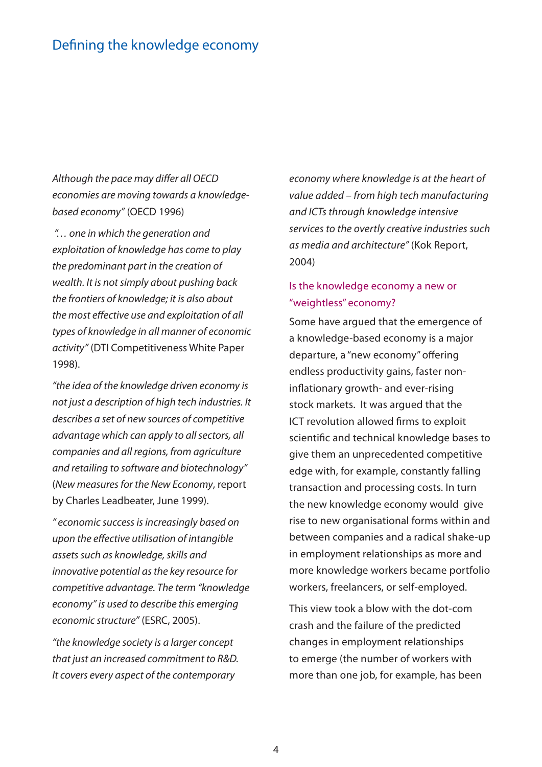## Defining the knowledge economy

*Although the pace may differ all OECD economies are moving towards a knowledge-based economy"* (OECD 1996)

*"… one in which the generation and exploitation of knowledge has come to play the predominant part in the creation of wealth. It is not simply about pushing back the frontiers of knowledge; it is also about the most effective use and exploitation of all types of knowledge in all manner of economic activity"* (DTI Competitiveness White Paper 1998).

*"the idea of the knowledge driven economy is not just a description of high tech industries. It describes a set of new sources of competitive advantage which can apply to all sectors, all companies and all regions, from agriculture and retailing to software and biotechnology"* (*New measures for the New Economy*, report by Charles Leadbeater, June 1999).

*" economic success is increasingly based on upon the effective utilisation of intangible assets such as knowledge, skills and innovative potential as the key resource for competitive advantage. The term "knowledge economy" is used to describe this emerging economic structure"* (ESRC, 2005).

*"the knowledge society is a larger concept that just an increased commitment to R&D. It covers every aspect of the contemporary economy where knowledge is at the heart of value added – from high tech manufacturing and ICTs through knowledge intensive services to the overtly creative industries such as media and architecture"* (Kok Report, 2004)

### Is the knowledge economy a new or "weightless" economy?

Some have argued that the emergence of a knowledge-based economy is a major departure, a "new economy" offering endless productivity gains, faster non-inflationary growth- and ever-rising stock markets. It was argued that the ICT revolution allowed firms to exploit scientific and technical knowledge bases to give them an unprecedented competitive edge with, for example, constantly falling transaction and processing costs. In turn the new knowledge economy would give rise to new organisational forms within and between companies and a radical shake-up in employment relationships as more and more knowledge workers became portfolio workers, freelancers, or self-employed.

This view took a blow with the dot-com crash and the failure of the predicted changes in employment relationships to emerge (the number of workers with more than one job, for example, has been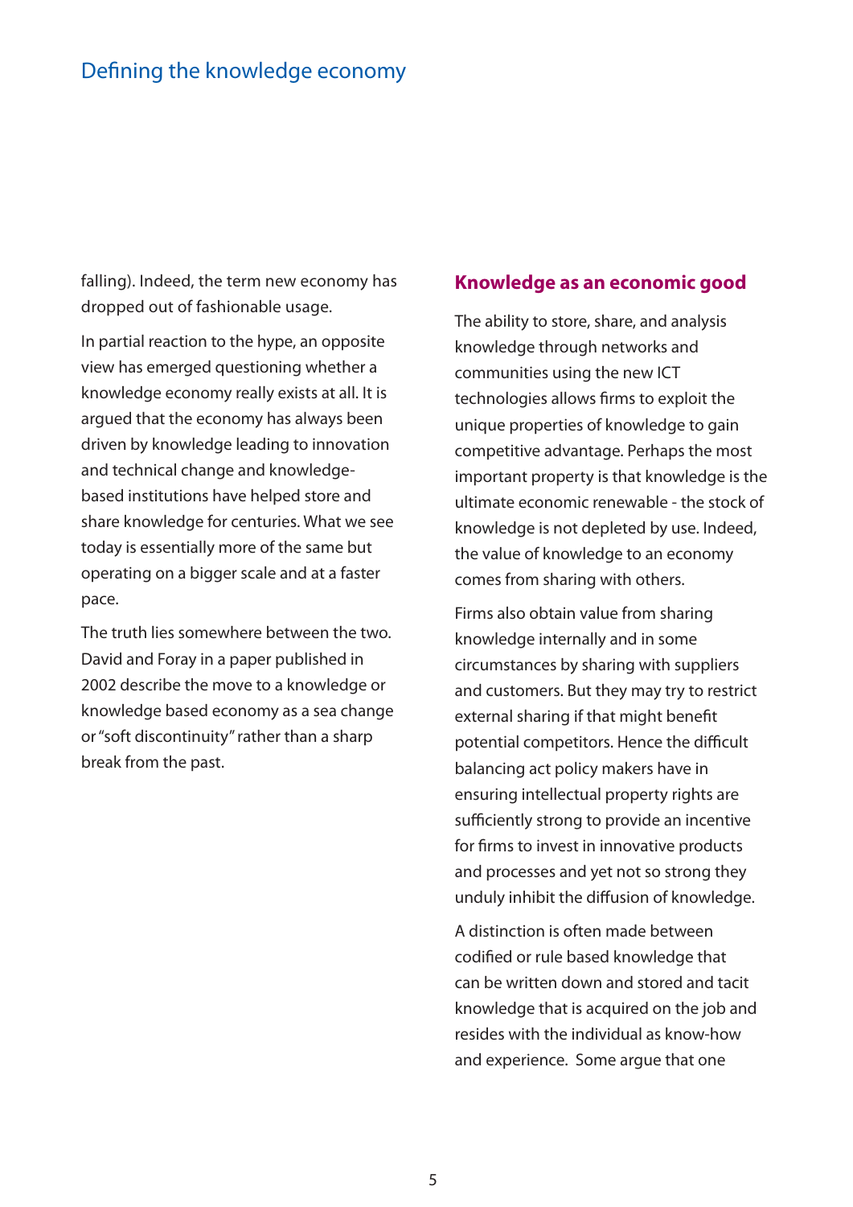falling). Indeed, the term new economy has dropped out of fashionable usage.

In partial reaction to the hype, an opposite view has emerged questioning whether a knowledge economy really exists at all. It is argued that the economy has always been driven by knowledge leading to innovation and technical change and knowledge-based institutions have helped store and share knowledge for centuries. What we see today is essentially more of the same but operating on a bigger scale and at a faster pace.

The truth lies somewhere between the two. David and Foray in a paper published in 2002 describe the move to a knowledge or knowledge based economy as a sea change or "soft discontinuity" rather than a sharp break from the past.

## Knowledge as an economic good

The ability to store, share, and analysis knowledge through networks and communities using the new ICT technologies allows firms to exploit the unique properties of knowledge to gain competitive advantage. Perhaps the most important property is that knowledge is the ultimate economic renewable - the stock of knowledge is not depleted by use. Indeed, the value of knowledge to an economy comes from sharing with others.

Firms also obtain value from sharing knowledge internally and in some circumstances by sharing with suppliers and customers. But they may try to restrict external sharing if that might benefit potential competitors. Hence the difficult balancing act policy makers have in ensuring intellectual property rights are sufficiently strong to provide an incentive for firms to invest in innovative products and processes and yet not so strong they unduly inhibit the diffusion of knowledge.

A distinction is often made between codified or rule based knowledge that can be written down and stored and tacit knowledge that is acquired on the job and resides with the individual as know-how and experience. Some argue that one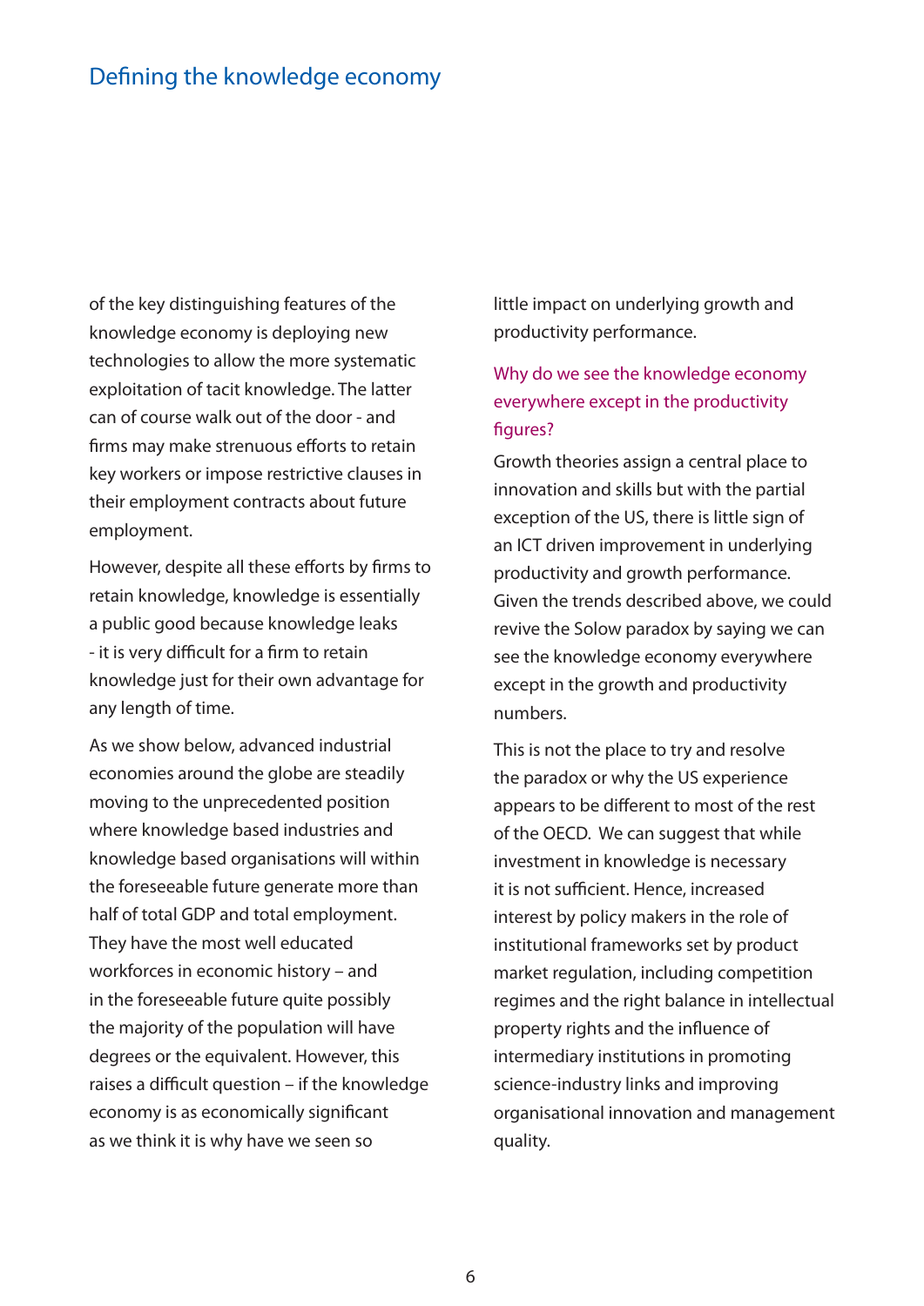of the key distinguishing features of the knowledge economy is deploying new technologies to allow the more systematic exploitation of tacit knowledge. The latter can of course walk out of the door - and firms may make strenuous efforts to retain key workers or impose restrictive clauses in their employment contracts about future employment.

However, despite all these efforts by firms to retain knowledge, knowledge is essentially a public good because knowledge leaks - it is very difficult for a firm to retain knowledge just for their own advantage for any length of time.

As we show below, advanced industrial economies around the globe are steadily moving to the unprecedented position where knowledge based industries and knowledge based organisations will within the foreseeable future generate more than half of total GDP and total employment. They have the most well educated workforces in economic history – and in the foreseeable future quite possibly the majority of the population will have degrees or the equivalent. However, this raises a difficult question – if the knowledge economy is as economically significant as we think it is why have we seen so little impact on underlying growth and productivity performance.

### Why do we see the knowledge economy everywhere except in the productivity figures?

Growth theories assign a central place to innovation and skills but with the partial exception of the US, there is little sign of an ICT driven improvement in underlying productivity and growth performance. Given the trends described above, we could revive the Solow paradox by saying we can see the knowledge economy everywhere except in the growth and productivity numbers.

This is not the place to try and resolve the paradox or why the US experience appears to be different to most of the rest of the OECD. We can suggest that while investment in knowledge is necessary it is not sufficient. Hence, increased interest by policy makers in the role of institutional frameworks set by product market regulation, including competition regimes and the right balance in intellectual property rights and the influence of intermediary institutions in promoting science-industry links and improving organisational innovation and management quality.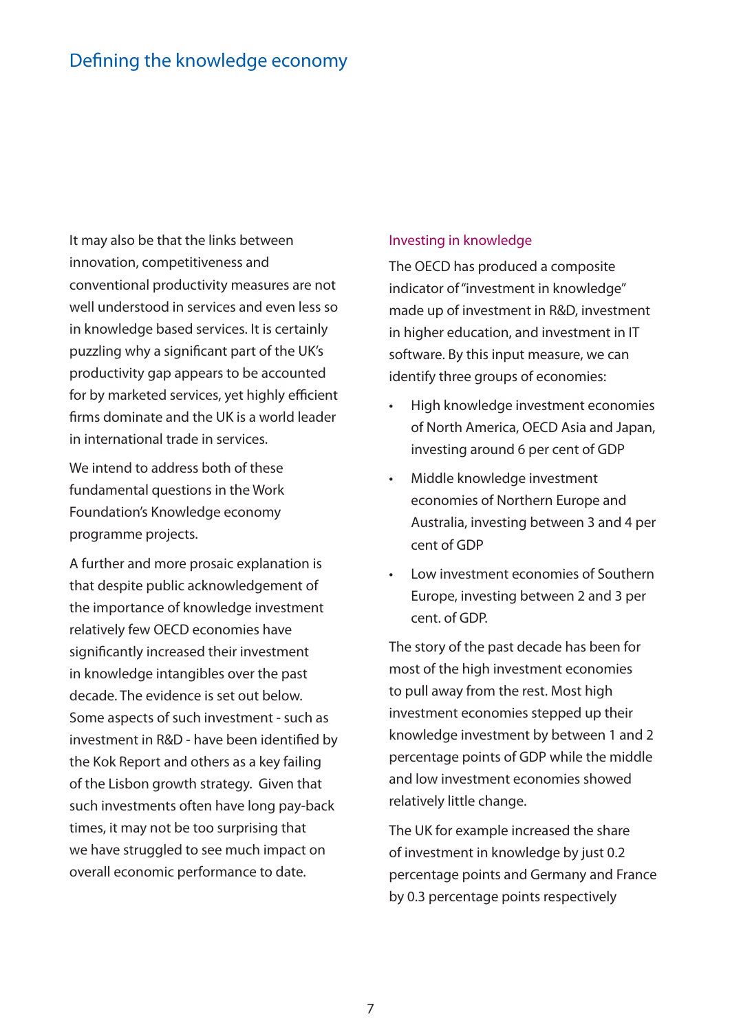## Defining the knowledge economy

It may also be that the links between innovation, competitiveness and conventional productivity measures are not well understood in services and even less so in knowledge based services. It is certainly puzzling why a significant part of the UK's productivity gap appears to be accounted for by marketed services, yet highly efficient firms dominate and the UK is a world leader in international trade in services.

We intend to address both of these fundamental questions in the Work Foundation's Knowledge economy programme projects.

A further and more prosaic explanation is that despite public acknowledgement of the importance of knowledge investment relatively few OECD economies have significantly increased their investment in knowledge intangibles over the past decade. The evidence is set out below. Some aspects of such investment - such as investment in R&D - have been identified by the Kok Report and others as a key failing of the Lisbon growth strategy. Given that such investments often have long pay-back times, it may not be too surprising that we have struggled to see much impact on overall economic performance to date.

### Investing in knowledge

The OECD has produced a composite indicator of "investment in knowledge" made up of investment in R&D, investment in higher education, and investment in IT software. By this input measure, we can identify three groups of economies:

- High knowledge investment economies of North America, OECD Asia and Japan, investing around 6 per cent of GDP
- Middle knowledge investment economies of Northern Europe and Australia, investing between 3 and 4 per cent of GDP
- Low investment economies of Southern Europe, investing between 2 and 3 per cent. of GDP.

The story of the past decade has been for most of the high investment economies to pull away from the rest. Most high investment economies stepped up their knowledge investment by between 1 and 2 percentage points of GDP while the middle and low investment economies showed relatively little change.

The UK for example increased the share of investment in knowledge by just 0.2 percentage points and Germany and France by 0.3 percentage points respectively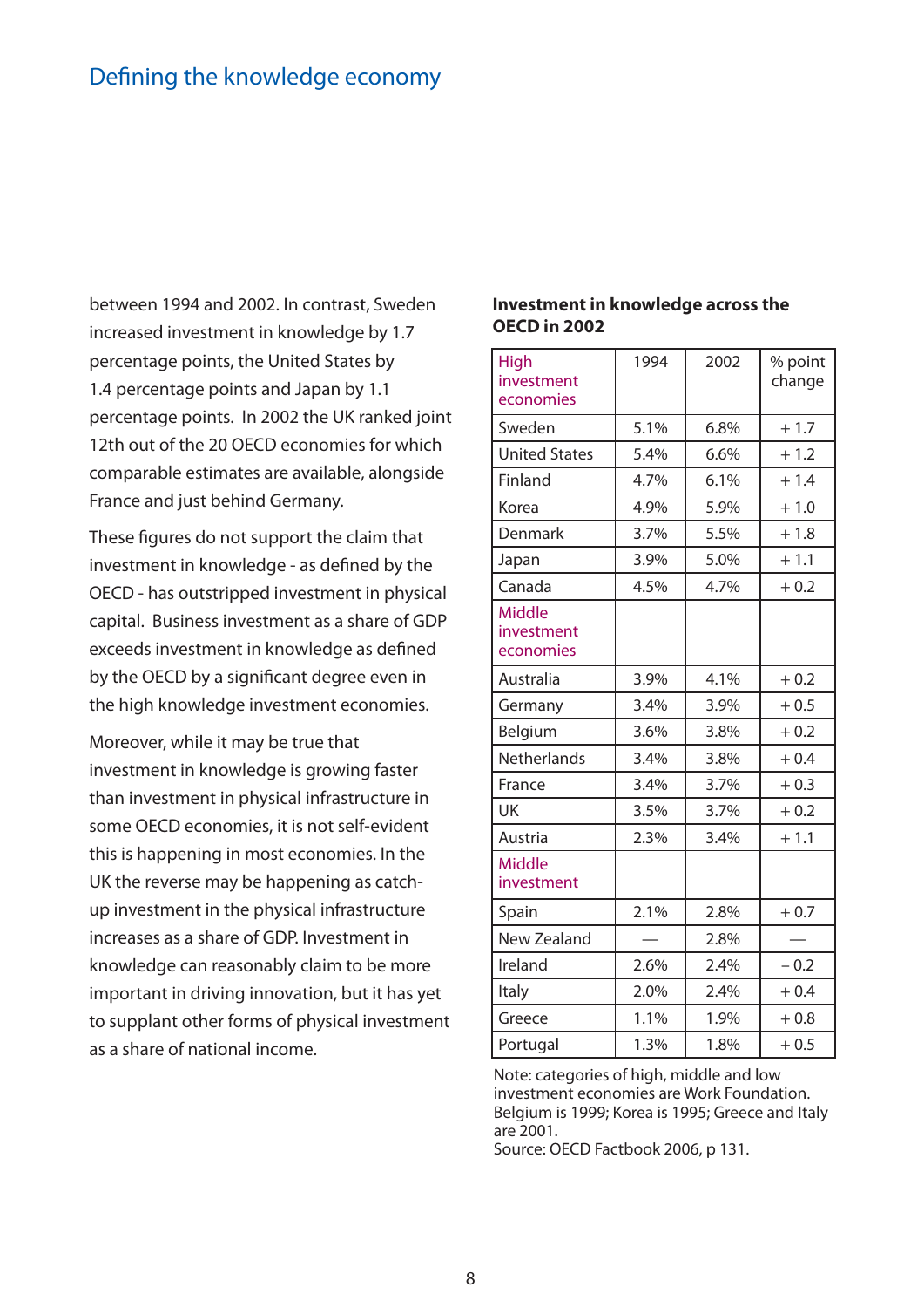between 1994 and 2002. In contrast, Sweden increased investment in knowledge by 1.7 percentage points, the United States by 1.4 percentage points and Japan by 1.1 percentage points. In 2002 the UK ranked joint 12th out of the 20 OECD economies for which comparable estimates are available, alongside France and just behind Germany.

These figures do not support the claim that investment in knowledge - as defined by the OECD - has outstripped investment in physical capital. Business investment as a share of GDP exceeds investment in knowledge as defined by the OECD by a significant degree even in the high knowledge investment economies.

Moreover, while it may be true that investment in knowledge is growing faster than investment in physical infrastructure in some OECD economies, it is not self-evident this is happening in most economies. In the UK the reverse may be happening as catch-up investment in the physical infrastructure increases as a share of GDP. Investment in knowledge can reasonably claim to be more important in driving innovation, but it has yet to supplant other forms of physical investment as a share of national income.

**Investment in knowledge across the OECD in 2002**

| High investment economies | 1994 | 2002 | % point change |
|---|---|---|---|
| Sweden | 5.1% | 6.8% | + 1.7 |
| United States | 5.4% | 6.6% | + 1.2 |
| Finland | 4.7% | 6.1% | + 1.4 |
| Korea | 4.9% | 5.9% | + 1.0 |
| Denmark | 3.7% | 5.5% | + 1.8 |
| Japan | 3.9% | 5.0% | + 1.1 |
| Canada | 4.5% | 4.7% | + 0.2 |
| Middle investment economies | | | |
| Australia | 3.9% | 4.1% | + 0.2 |
| Germany | 3.4% | 3.9% | + 0.5 |
| Belgium | 3.6% | 3.8% | + 0.2 |
| Netherlands | 3.4% | 3.8% | + 0.4 |
| France | 3.4% | 3.7% | + 0.3 |
| UK | 3.5% | 3.7% | + 0.2 |
| Austria | 2.3% | 3.4% | + 1.1 |
| Middle investment | | | |
| Spain | 2.1% | 2.8% | + 0.7 |
| New Zealand | — | 2.8% | — |
| Ireland | 2.6% | 2.4% | – 0.2 |
| Italy | 2.0% | 2.4% | + 0.4 |
| Greece | 1.1% | 1.9% | + 0.8 |
| Portugal | 1.3% | 1.8% | + 0.5 |

Note: categories of high, middle and low investment economies are Work Foundation. Belgium is 1999; Korea is 1995; Greece and Italy are 2001.
Source: OECD Factbook 2006, p 131.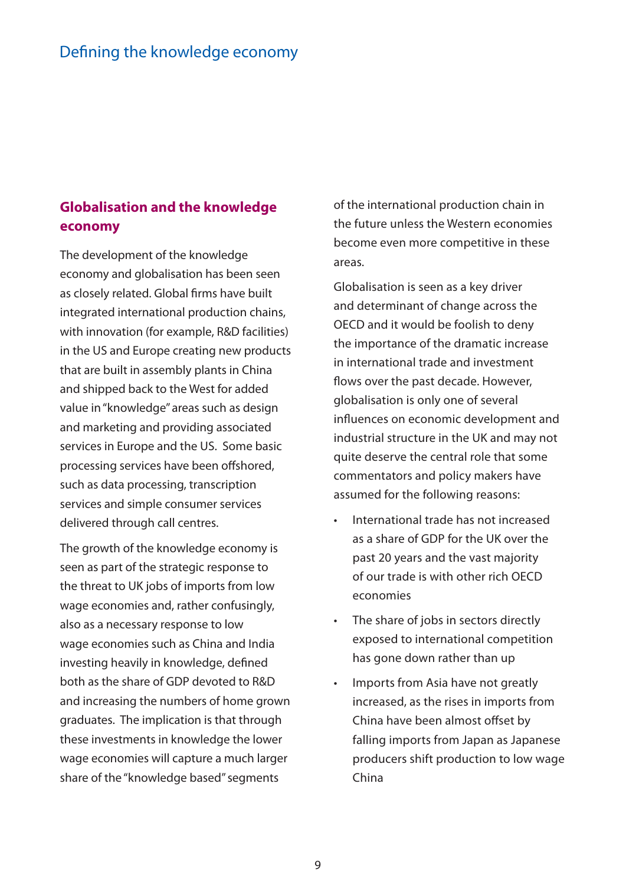## Globalisation and the knowledge economy

The development of the knowledge economy and globalisation has been seen as closely related. Global firms have built integrated international production chains, with innovation (for example, R&D facilities) in the US and Europe creating new products that are built in assembly plants in China and shipped back to the West for added value in "knowledge" areas such as design and marketing and providing associated services in Europe and the US. Some basic processing services have been offshored, such as data processing, transcription services and simple consumer services delivered through call centres.

The growth of the knowledge economy is seen as part of the strategic response to the threat to UK jobs of imports from low wage economies and, rather confusingly, also as a necessary response to low wage economies such as China and India investing heavily in knowledge, defined both as the share of GDP devoted to R&D and increasing the numbers of home grown graduates. The implication is that through these investments in knowledge the lower wage economies will capture a much larger share of the "knowledge based" segments of the international production chain in the future unless the Western economies become even more competitive in these areas.

Globalisation is seen as a key driver and determinant of change across the OECD and it would be foolish to deny the importance of the dramatic increase in international trade and investment flows over the past decade. However, globalisation is only one of several influences on economic development and industrial structure in the UK and may not quite deserve the central role that some commentators and policy makers have assumed for the following reasons:

- International trade has not increased as a share of GDP for the UK over the past 20 years and the vast majority of our trade is with other rich OECD economies
- The share of jobs in sectors directly exposed to international competition has gone down rather than up
- Imports from Asia have not greatly increased, as the rises in imports from China have been almost offset by falling imports from Japan as Japanese producers shift production to low wage China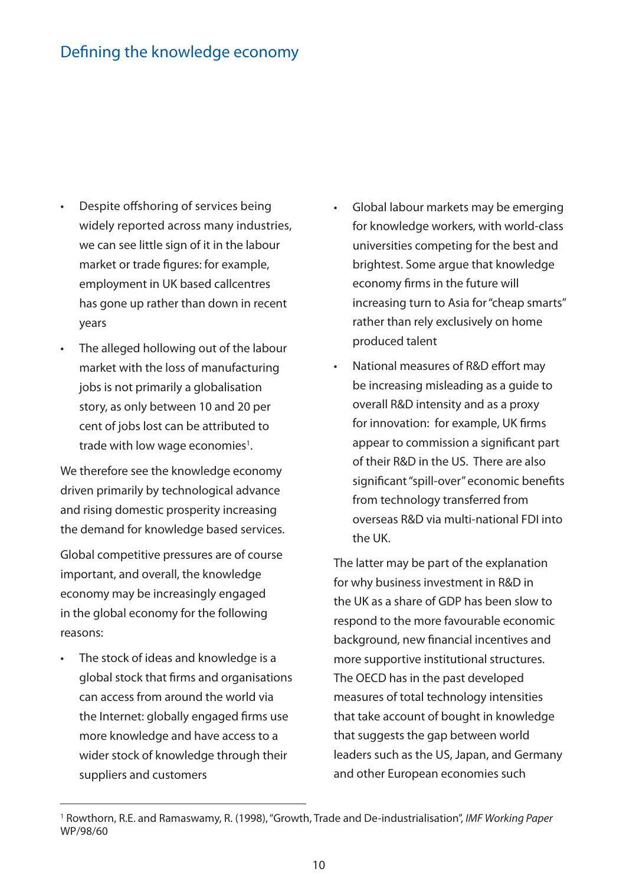## Defining the knowledge economy

- Despite offshoring of services being widely reported across many industries, we can see little sign of it in the labour market or trade figures: for example, employment in UK based callcentres has gone up rather than down in recent years
- The alleged hollowing out of the labour market with the loss of manufacturing jobs is not primarily a globalisation story, as only between 10 and 20 per cent of jobs lost can be attributed to trade with low wage economies[1].

We therefore see the knowledge economy driven primarily by technological advance and rising domestic prosperity increasing the demand for knowledge based services.

Global competitive pressures are of course important, and overall, the knowledge economy may be increasingly engaged in the global economy for the following reasons:

- The stock of ideas and knowledge is a global stock that firms and organisations can access from around the world via the Internet: globally engaged firms use more knowledge and have access to a wider stock of knowledge through their suppliers and customers
- Global labour markets may be emerging for knowledge workers, with world-class universities competing for the best and brightest. Some argue that knowledge economy firms in the future will increasing turn to Asia for "cheap smarts" rather than rely exclusively on home produced talent
- National measures of R&D effort may be increasing misleading as a guide to overall R&D intensity and as a proxy for innovation: for example, UK firms appear to commission a significant part of their R&D in the US. There are also significant "spill-over" economic benefits from technology transferred from overseas R&D via multi-national FDI into the UK.

The latter may be part of the explanation for why business investment in R&D in the UK as a share of GDP has been slow to respond to the more favourable economic background, new financial incentives and more supportive institutional structures. The OECD has in the past developed measures of total technology intensities that take account of bought in knowledge that suggests the gap between world leaders such as the US, Japan, and Germany and other European economies such

[1] Rowthorn, R.E. and Ramaswamy, R. (1998), "Growth, Trade and De-industrialisation", *IMF Working Paper* WP/98/60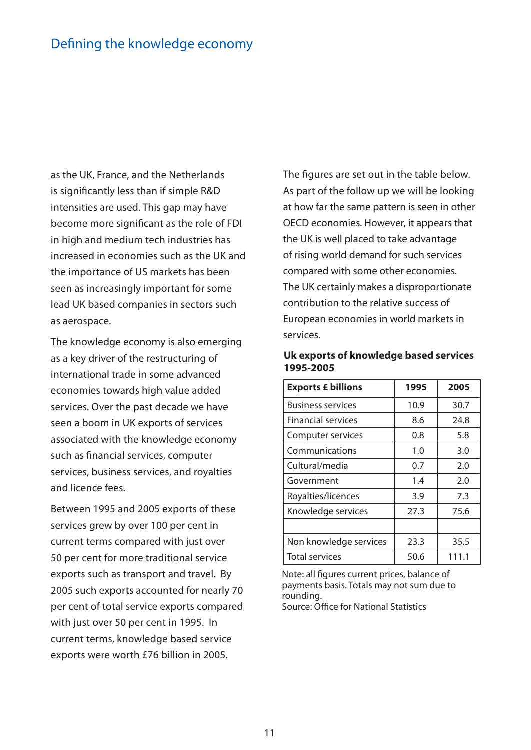as the UK, France, and the Netherlands is significantly less than if simple R&D intensities are used. This gap may have become more significant as the role of FDI in high and medium tech industries has increased in economies such as the UK and the importance of US markets has been seen as increasingly important for some lead UK based companies in sectors such as aerospace.

The knowledge economy is also emerging as a key driver of the restructuring of international trade in some advanced economies towards high value added services. Over the past decade we have seen a boom in UK exports of services associated with the knowledge economy such as financial services, computer services, business services, and royalties and licence fees.

Between 1995 and 2005 exports of these services grew by over 100 per cent in current terms compared with just over 50 per cent for more traditional service exports such as transport and travel. By 2005 such exports accounted for nearly 70 per cent of total service exports compared with just over 50 per cent in 1995. In current terms, knowledge based service exports were worth £76 billion in 2005.

The figures are set out in the table below. As part of the follow up we will be looking at how far the same pattern is seen in other OECD economies. However, it appears that the UK is well placed to take advantage of rising world demand for such services compared with some other economies. The UK certainly makes a disproportionate contribution to the relative success of European economies in world markets in services.

**Uk exports of knowledge based services 1995-2005**

| Exports £ billions | 1995 | 2005 |
|---|---|---|
| Business services | 10.9 | 30.7 |
| Financial services | 8.6 | 24.8 |
| Computer services | 0.8 | 5.8 |
| Communications | 1.0 | 3.0 |
| Cultural/media | 0.7 | 2.0 |
| Government | 1.4 | 2.0 |
| Royalties/licences | 3.9 | 7.3 |
| Knowledge services | 27.3 | 75.6 |
| | | |
| Non knowledge services | 23.3 | 35.5 |
| Total services | 50.6 | 111.1 |

Note: all figures current prices, balance of payments basis. Totals may not sum due to rounding.
Source: Office for National Statistics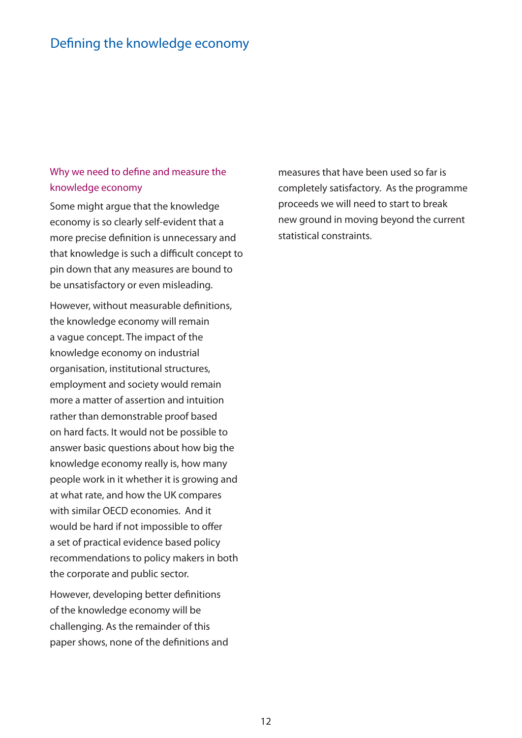# Defining the knowledge economy

## Why we need to define and measure the knowledge economy

Some might argue that the knowledge economy is so clearly self-evident that a more precise definition is unnecessary and that knowledge is such a difficult concept to pin down that any measures are bound to be unsatisfactory or even misleading.

However, without measurable definitions, the knowledge economy will remain a vague concept. The impact of the knowledge economy on industrial organisation, institutional structures, employment and society would remain more a matter of assertion and intuition rather than demonstrable proof based on hard facts. It would not be possible to answer basic questions about how big the knowledge economy really is, how many people work in it whether it is growing and at what rate, and how the UK compares with similar OECD economies. And it would be hard if not impossible to offer a set of practical evidence based policy recommendations to policy makers in both the corporate and public sector.

However, developing better definitions of the knowledge economy will be challenging. As the remainder of this paper shows, none of the definitions and measures that have been used so far is completely satisfactory. As the programme proceeds we will need to start to break new ground in moving beyond the current statistical constraints.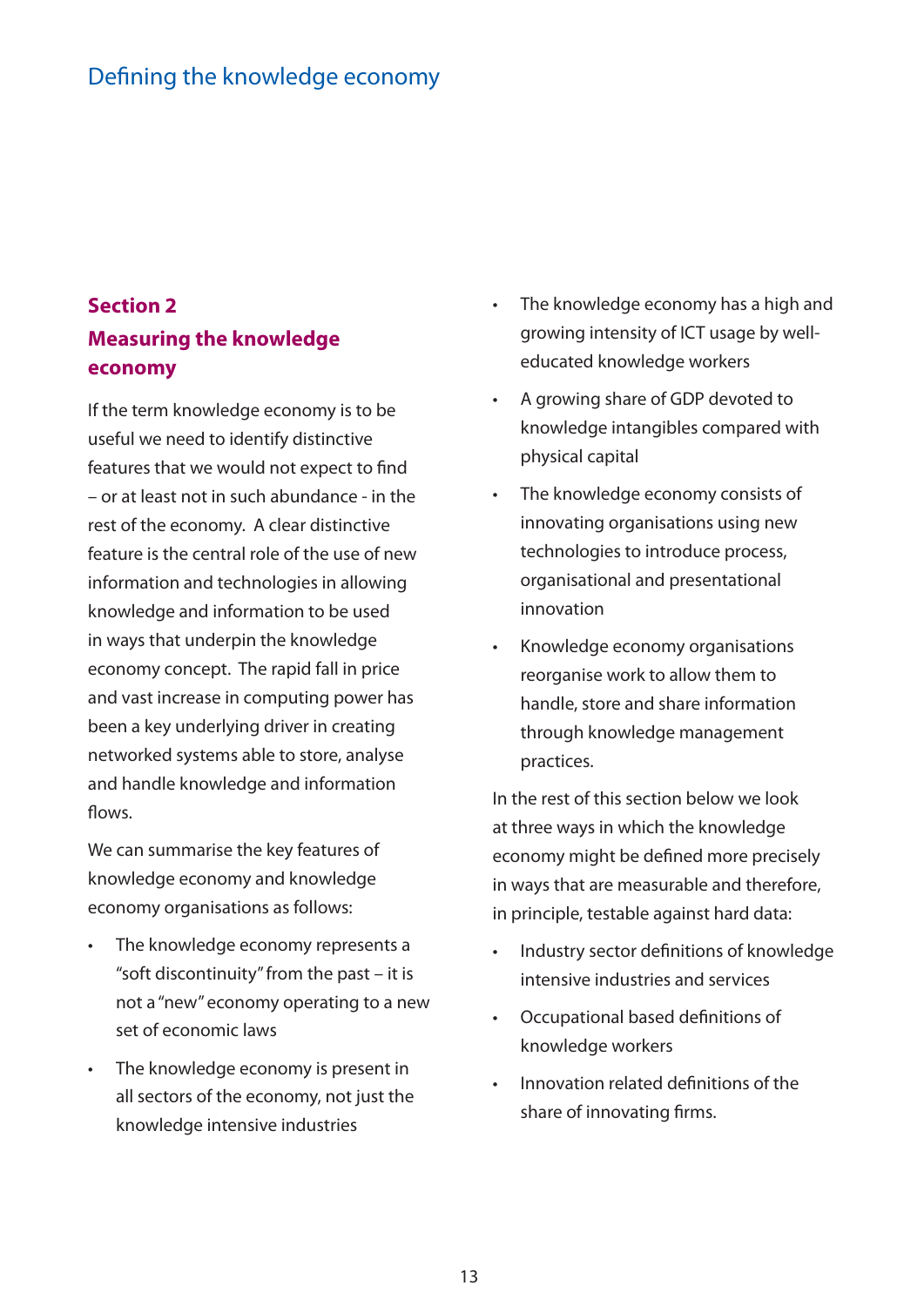## Section 2
## Measuring the knowledge economy

If the term knowledge economy is to be useful we need to identify distinctive features that we would not expect to find – or at least not in such abundance - in the rest of the economy. A clear distinctive feature is the central role of the use of new information and technologies in allowing knowledge and information to be used in ways that underpin the knowledge economy concept. The rapid fall in price and vast increase in computing power has been a key underlying driver in creating networked systems able to store, analyse and handle knowledge and information flows.

We can summarise the key features of knowledge economy and knowledge economy organisations as follows:

- The knowledge economy represents a "soft discontinuity" from the past – it is not a "new" economy operating to a new set of economic laws
- The knowledge economy is present in all sectors of the economy, not just the knowledge intensive industries
- The knowledge economy has a high and growing intensity of ICT usage by well-educated knowledge workers
- A growing share of GDP devoted to knowledge intangibles compared with physical capital
- The knowledge economy consists of innovating organisations using new technologies to introduce process, organisational and presentational innovation
- Knowledge economy organisations reorganise work to allow them to handle, store and share information through knowledge management practices.

In the rest of this section below we look at three ways in which the knowledge economy might be defined more precisely in ways that are measurable and therefore, in principle, testable against hard data:

- Industry sector definitions of knowledge intensive industries and services
- Occupational based definitions of knowledge workers
- Innovation related definitions of the share of innovating firms.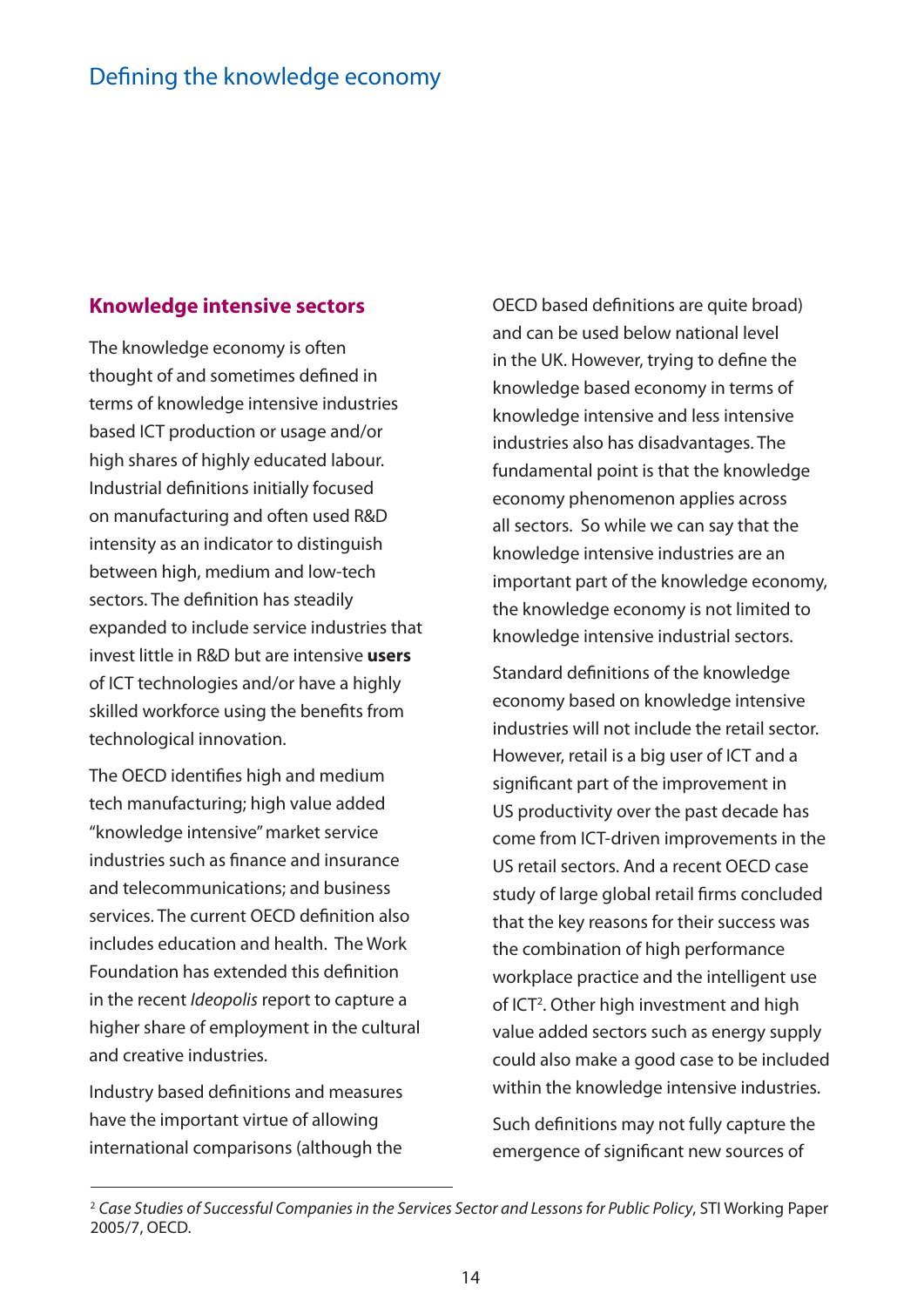## Knowledge intensive sectors

The knowledge economy is often thought of and sometimes defined in terms of knowledge intensive industries based ICT production or usage and/or high shares of highly educated labour. Industrial definitions initially focused on manufacturing and often used R&D intensity as an indicator to distinguish between high, medium and low-tech sectors. The definition has steadily expanded to include service industries that invest little in R&D but are intensive **users** of ICT technologies and/or have a highly skilled workforce using the benefits from technological innovation.

The OECD identifies high and medium tech manufacturing; high value added "knowledge intensive" market service industries such as finance and insurance and telecommunications; and business services. The current OECD definition also includes education and health. The Work Foundation has extended this definition in the recent *Ideopolis* report to capture a higher share of employment in the cultural and creative industries.

Industry based definitions and measures have the important virtue of allowing international comparisons (although the OECD based definitions are quite broad) and can be used below national level in the UK. However, trying to define the knowledge based economy in terms of knowledge intensive and less intensive industries also has disadvantages. The fundamental point is that the knowledge economy phenomenon applies across all sectors. So while we can say that the knowledge intensive industries are an important part of the knowledge economy, the knowledge economy is not limited to knowledge intensive industrial sectors.

Standard definitions of the knowledge economy based on knowledge intensive industries will not include the retail sector. However, retail is a big user of ICT and a significant part of the improvement in US productivity over the past decade has come from ICT-driven improvements in the US retail sectors. And a recent OECD case study of large global retail firms concluded that the key reasons for their success was the combination of high performance workplace practice and the intelligent use of ICT[2]. Other high investment and high value added sectors such as energy supply could also make a good case to be included within the knowledge intensive industries.

Such definitions may not fully capture the emergence of significant new sources of

[2] *Case Studies of Successful Companies in the Services Sector and Lessons for Public Policy*, STI Working Paper 2005/7, OECD.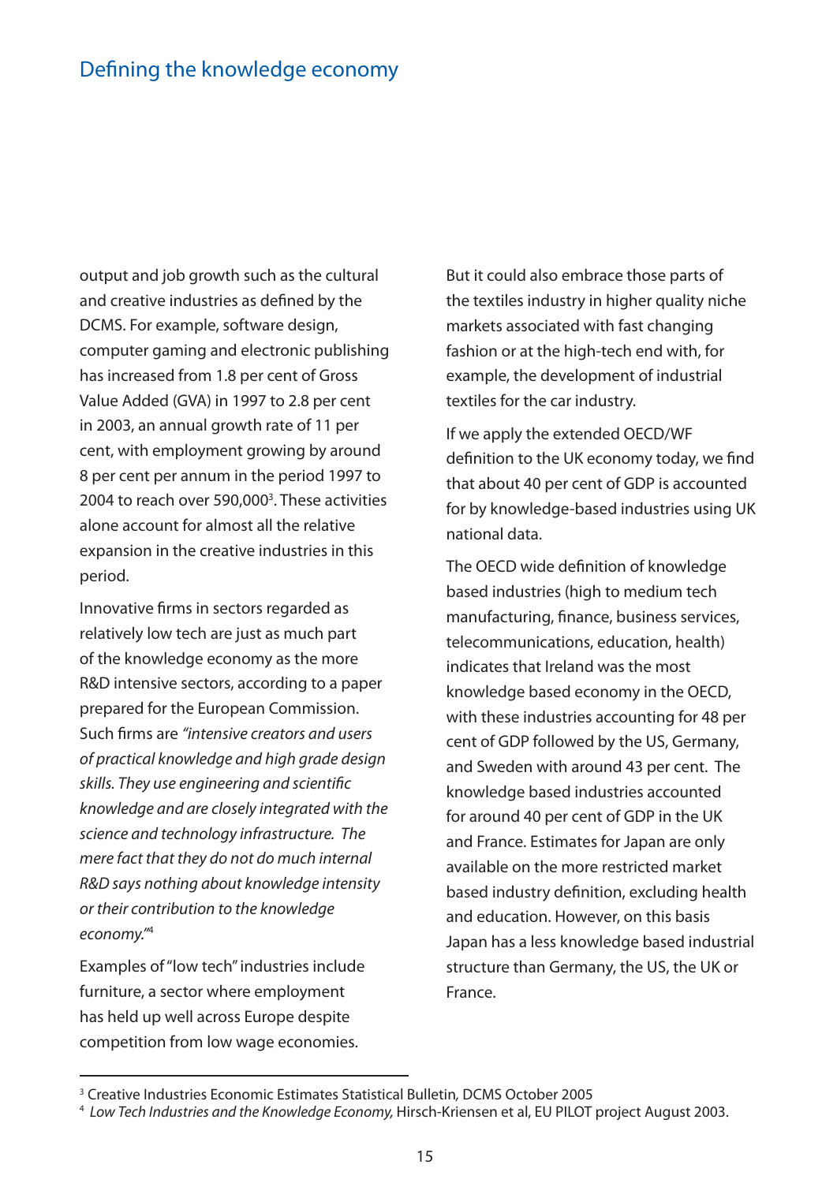output and job growth such as the cultural and creative industries as defined by the DCMS. For example, software design, computer gaming and electronic publishing has increased from 1.8 per cent of Gross Value Added (GVA) in 1997 to 2.8 per cent in 2003, an annual growth rate of 11 per cent, with employment growing by around 8 per cent per annum in the period 1997 to 2004 to reach over 590,000[3]. These activities alone account for almost all the relative expansion in the creative industries in this period.

Innovative firms in sectors regarded as relatively low tech are just as much part of the knowledge economy as the more R&D intensive sectors, according to a paper prepared for the European Commission. Such firms are *"intensive creators and users of practical knowledge and high grade design skills. They use engineering and scientific knowledge and are closely integrated with the science and technology infrastructure. The mere fact that they do not do much internal R&D says nothing about knowledge intensity or their contribution to the knowledge economy."*[4]

Examples of "low tech" industries include furniture, a sector where employment has held up well across Europe despite competition from low wage economies. But it could also embrace those parts of the textiles industry in higher quality niche markets associated with fast changing fashion or at the high-tech end with, for example, the development of industrial textiles for the car industry.

If we apply the extended OECD/WF definition to the UK economy today, we find that about 40 per cent of GDP is accounted for by knowledge-based industries using UK national data.

The OECD wide definition of knowledge based industries (high to medium tech manufacturing, finance, business services, telecommunications, education, health) indicates that Ireland was the most knowledge based economy in the OECD, with these industries accounting for 48 per cent of GDP followed by the US, Germany, and Sweden with around 43 per cent. The knowledge based industries accounted for around 40 per cent of GDP in the UK and France. Estimates for Japan are only available on the more restricted market based industry definition, excluding health and education. However, on this basis Japan has a less knowledge based industrial structure than Germany, the US, the UK or France.

---

[3] Creative Industries Economic Estimates Statistical Bulletin*,* DCMS October 2005

[4] *Low Tech Industries and the Knowledge Economy,* Hirsch-Kriensen et al, EU PILOT project August 2003.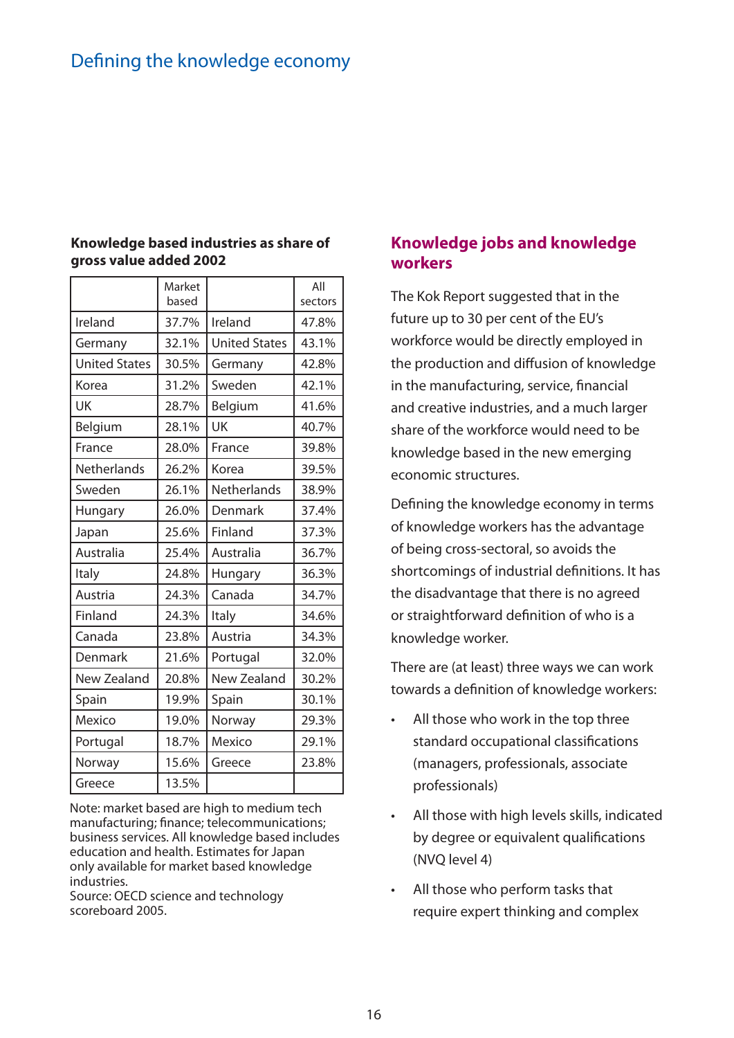# Defining the knowledge economy

**Knowledge based industries as share of gross value added 2002**

| | Market based | | All sectors |
|---|---|---|---|
| Ireland | 37.7% | Ireland | 47.8% |
| Germany | 32.1% | United States | 43.1% |
| United States | 30.5% | Germany | 42.8% |
| Korea | 31.2% | Sweden | 42.1% |
| UK | 28.7% | Belgium | 41.6% |
| Belgium | 28.1% | UK | 40.7% |
| France | 28.0% | France | 39.8% |
| Netherlands | 26.2% | Korea | 39.5% |
| Sweden | 26.1% | Netherlands | 38.9% |
| Hungary | 26.0% | Denmark | 37.4% |
| Japan | 25.6% | Finland | 37.3% |
| Australia | 25.4% | Australia | 36.7% |
| Italy | 24.8% | Hungary | 36.3% |
| Austria | 24.3% | Canada | 34.7% |
| Finland | 24.3% | Italy | 34.6% |
| Canada | 23.8% | Austria | 34.3% |
| Denmark | 21.6% | Portugal | 32.0% |
| New Zealand | 20.8% | New Zealand | 30.2% |
| Spain | 19.9% | Spain | 30.1% |
| Mexico | 19.0% | Norway | 29.3% |
| Portugal | 18.7% | Mexico | 29.1% |
| Norway | 15.6% | Greece | 23.8% |
| Greece | 13.5% | | |

Note: market based are high to medium tech manufacturing; finance; telecommunications; business services. All knowledge based includes education and health. Estimates for Japan only available for market based knowledge industries.
Source: OECD science and technology scoreboard 2005.

## Knowledge jobs and knowledge workers

The Kok Report suggested that in the future up to 30 per cent of the EU's workforce would be directly employed in the production and diffusion of knowledge in the manufacturing, service, financial and creative industries, and a much larger share of the workforce would need to be knowledge based in the new emerging economic structures.

Defining the knowledge economy in terms of knowledge workers has the advantage of being cross-sectoral, so avoids the shortcomings of industrial definitions. It has the disadvantage that there is no agreed or straightforward definition of who is a knowledge worker.

There are (at least) three ways we can work towards a definition of knowledge workers:

- All those who work in the top three standard occupational classifications (managers, professionals, associate professionals)
- All those with high levels skills, indicated by degree or equivalent qualifications (NVQ level 4)
- All those who perform tasks that require expert thinking and complex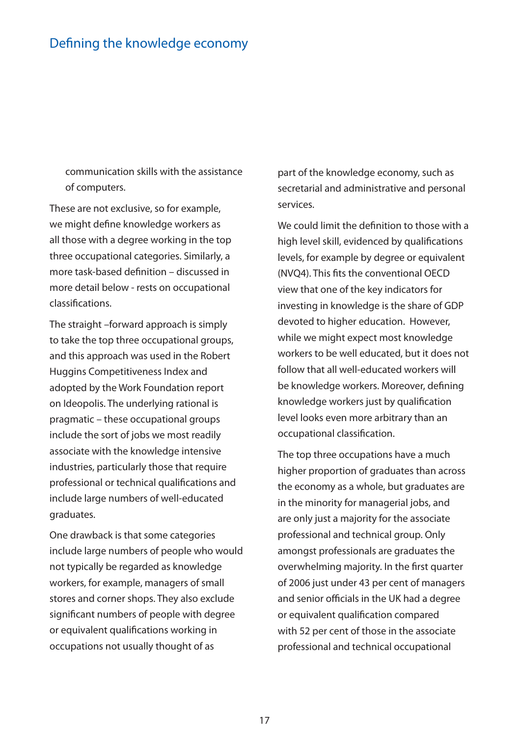communication skills with the assistance of computers.

These are not exclusive, so for example, we might define knowledge workers as all those with a degree working in the top three occupational categories. Similarly, a more task-based definition – discussed in more detail below - rests on occupational classifications.

The straight –forward approach is simply to take the top three occupational groups, and this approach was used in the Robert Huggins Competitiveness Index and adopted by the Work Foundation report on Ideopolis. The underlying rational is pragmatic – these occupational groups include the sort of jobs we most readily associate with the knowledge intensive industries, particularly those that require professional or technical qualifications and include large numbers of well-educated graduates.

One drawback is that some categories include large numbers of people who would not typically be regarded as knowledge workers, for example, managers of small stores and corner shops. They also exclude significant numbers of people with degree or equivalent qualifications working in occupations not usually thought of as part of the knowledge economy, such as secretarial and administrative and personal services.

We could limit the definition to those with a high level skill, evidenced by qualifications levels, for example by degree or equivalent (NVQ4). This fits the conventional OECD view that one of the key indicators for investing in knowledge is the share of GDP devoted to higher education. However, while we might expect most knowledge workers to be well educated, but it does not follow that all well-educated workers will be knowledge workers. Moreover, defining knowledge workers just by qualification level looks even more arbitrary than an occupational classification.

The top three occupations have a much higher proportion of graduates than across the economy as a whole, but graduates are in the minority for managerial jobs, and are only just a majority for the associate professional and technical group. Only amongst professionals are graduates the overwhelming majority. In the first quarter of 2006 just under 43 per cent of managers and senior officials in the UK had a degree or equivalent qualification compared with 52 per cent of those in the associate professional and technical occupational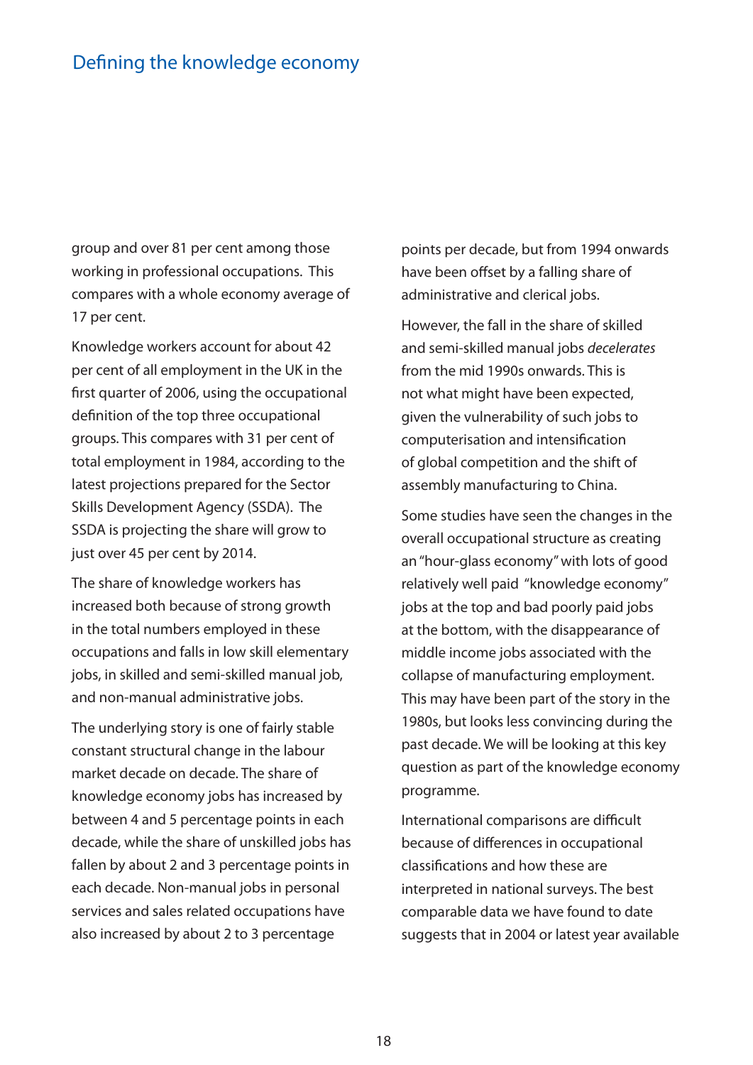group and over 81 per cent among those working in professional occupations. This compares with a whole economy average of 17 per cent.

Knowledge workers account for about 42 per cent of all employment in the UK in the first quarter of 2006, using the occupational definition of the top three occupational groups. This compares with 31 per cent of total employment in 1984, according to the latest projections prepared for the Sector Skills Development Agency (SSDA). The SSDA is projecting the share will grow to just over 45 per cent by 2014.

The share of knowledge workers has increased both because of strong growth in the total numbers employed in these occupations and falls in low skill elementary jobs, in skilled and semi-skilled manual job, and non-manual administrative jobs.

The underlying story is one of fairly stable constant structural change in the labour market decade on decade. The share of knowledge economy jobs has increased by between 4 and 5 percentage points in each decade, while the share of unskilled jobs has fallen by about 2 and 3 percentage points in each decade. Non-manual jobs in personal services and sales related occupations have also increased by about 2 to 3 percentage points per decade, but from 1994 onwards have been offset by a falling share of administrative and clerical jobs.

However, the fall in the share of skilled and semi-skilled manual jobs *decelerates* from the mid 1990s onwards. This is not what might have been expected, given the vulnerability of such jobs to computerisation and intensification of global competition and the shift of assembly manufacturing to China.

Some studies have seen the changes in the overall occupational structure as creating an "hour-glass economy" with lots of good relatively well paid "knowledge economy" jobs at the top and bad poorly paid jobs at the bottom, with the disappearance of middle income jobs associated with the collapse of manufacturing employment. This may have been part of the story in the 1980s, but looks less convincing during the past decade. We will be looking at this key question as part of the knowledge economy programme.

International comparisons are difficult because of differences in occupational classifications and how these are interpreted in national surveys. The best comparable data we have found to date suggests that in 2004 or latest year available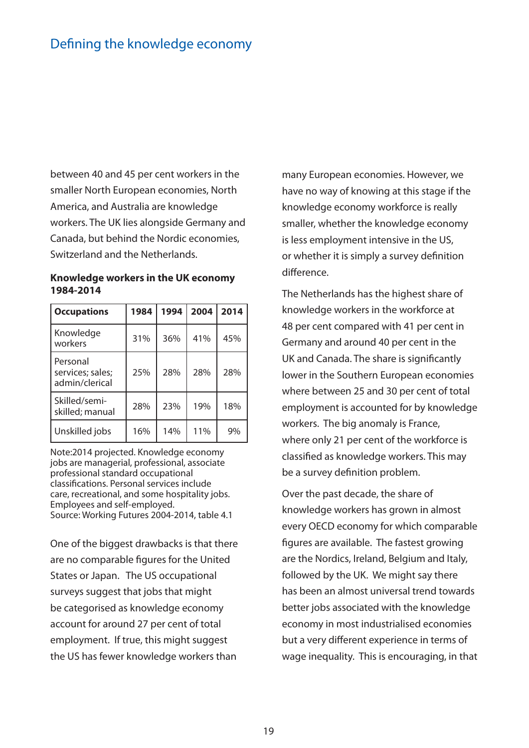between 40 and 45 per cent workers in the smaller North European economies, North America, and Australia are knowledge workers. The UK lies alongside Germany and Canada, but behind the Nordic economies, Switzerland and the Netherlands.

**Knowledge workers in the UK economy 1984-2014**

| Occupations | 1984 | 1994 | 2004 | 2014 |
|---|---|---|---|---|
| Knowledge workers | 31% | 36% | 41% | 45% |
| Personal services; sales; admin/clerical | 25% | 28% | 28% | 28% |
| Skilled/semi-skilled; manual | 28% | 23% | 19% | 18% |
| Unskilled jobs | 16% | 14% | 11% | 9% |

Note:2014 projected. Knowledge economy jobs are managerial, professional, associate professional standard occupational classifications. Personal services include care, recreational, and some hospitality jobs. Employees and self-employed.
Source: Working Futures 2004-2014, table 4.1

One of the biggest drawbacks is that there are no comparable figures for the United States or Japan. The US occupational surveys suggest that jobs that might be categorised as knowledge economy account for around 27 per cent of total employment. If true, this might suggest the US has fewer knowledge workers than many European economies. However, we have no way of knowing at this stage if the knowledge economy workforce is really smaller, whether the knowledge economy is less employment intensive in the US, or whether it is simply a survey definition difference.

The Netherlands has the highest share of knowledge workers in the workforce at 48 per cent compared with 41 per cent in Germany and around 40 per cent in the UK and Canada. The share is significantly lower in the Southern European economies where between 25 and 30 per cent of total employment is accounted for by knowledge workers. The big anomaly is France, where only 21 per cent of the workforce is classified as knowledge workers. This may be a survey definition problem.

Over the past decade, the share of knowledge workers has grown in almost every OECD economy for which comparable figures are available. The fastest growing are the Nordics, Ireland, Belgium and Italy, followed by the UK. We might say there has been an almost universal trend towards better jobs associated with the knowledge economy in most industrialised economies but a very different experience in terms of wage inequality. This is encouraging, in that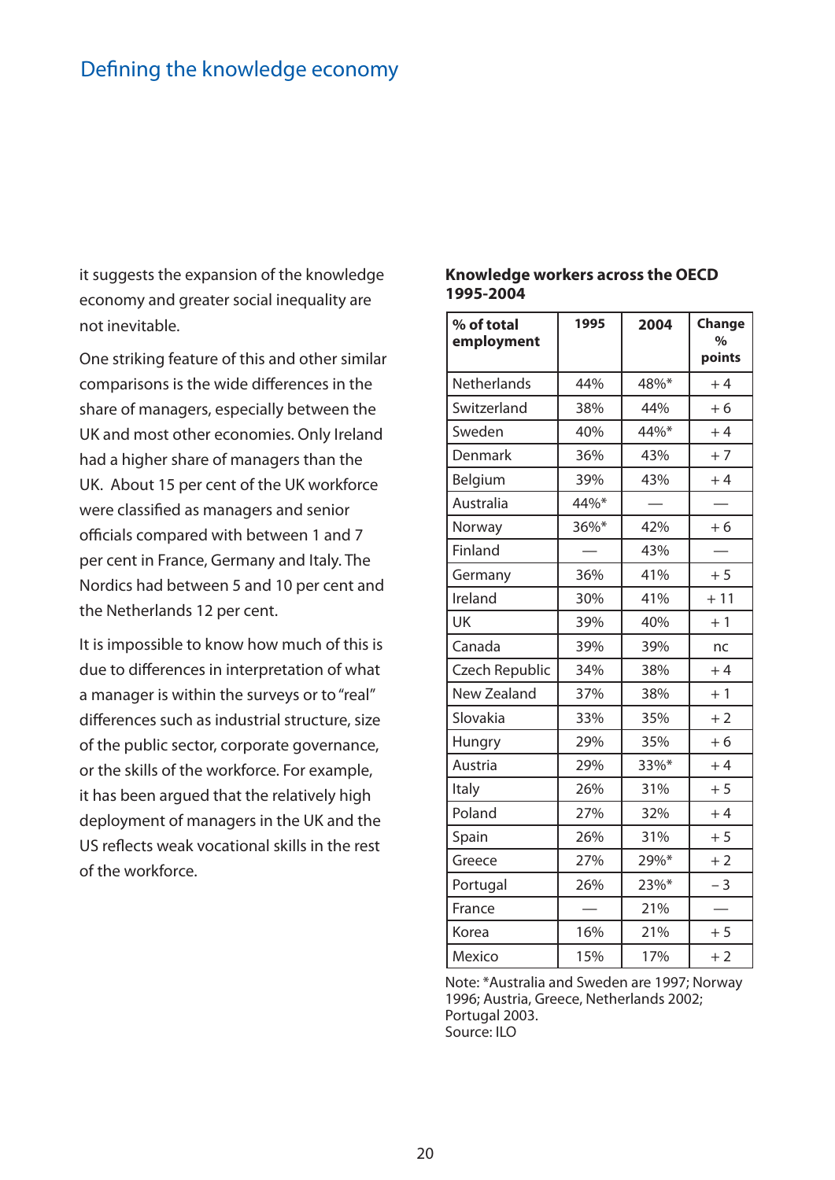it suggests the expansion of the knowledge economy and greater social inequality are not inevitable.

One striking feature of this and other similar comparisons is the wide differences in the share of managers, especially between the UK and most other economies. Only Ireland had a higher share of managers than the UK. About 15 per cent of the UK workforce were classified as managers and senior officials compared with between 1 and 7 per cent in France, Germany and Italy. The Nordics had between 5 and 10 per cent and the Netherlands 12 per cent.

It is impossible to know how much of this is due to differences in interpretation of what a manager is within the surveys or to "real" differences such as industrial structure, size of the public sector, corporate governance, or the skills of the workforce. For example, it has been argued that the relatively high deployment of managers in the UK and the US reflects weak vocational skills in the rest of the workforce.

**Knowledge workers across the OECD 1995-2004**

| % of total employment | 1995 | 2004 | Change % points |
|---|---|---|---|
| Netherlands | 44% | 48%* | + 4 |
| Switzerland | 38% | 44% | + 6 |
| Sweden | 40% | 44%* | + 4 |
| Denmark | 36% | 43% | + 7 |
| Belgium | 39% | 43% | + 4 |
| Australia | 44%* | — | — |
| Norway | 36%* | 42% | + 6 |
| Finland | — | 43% | — |
| Germany | 36% | 41% | + 5 |
| Ireland | 30% | 41% | + 11 |
| UK | 39% | 40% | + 1 |
| Canada | 39% | 39% | nc |
| Czech Republic | 34% | 38% | + 4 |
| New Zealand | 37% | 38% | + 1 |
| Slovakia | 33% | 35% | + 2 |
| Hungry | 29% | 35% | + 6 |
| Austria | 29% | 33%* | + 4 |
| Italy | 26% | 31% | + 5 |
| Poland | 27% | 32% | + 4 |
| Spain | 26% | 31% | + 5 |
| Greece | 27% | 29%* | + 2 |
| Portugal | 26% | 23%* | – 3 |
| France | — | 21% | — |
| Korea | 16% | 21% | + 5 |
| Mexico | 15% | 17% | + 2 |

Note: *Australia and Sweden are 1997; Norway 1996; Austria, Greece, Netherlands 2002; Portugal 2003.
Source: ILO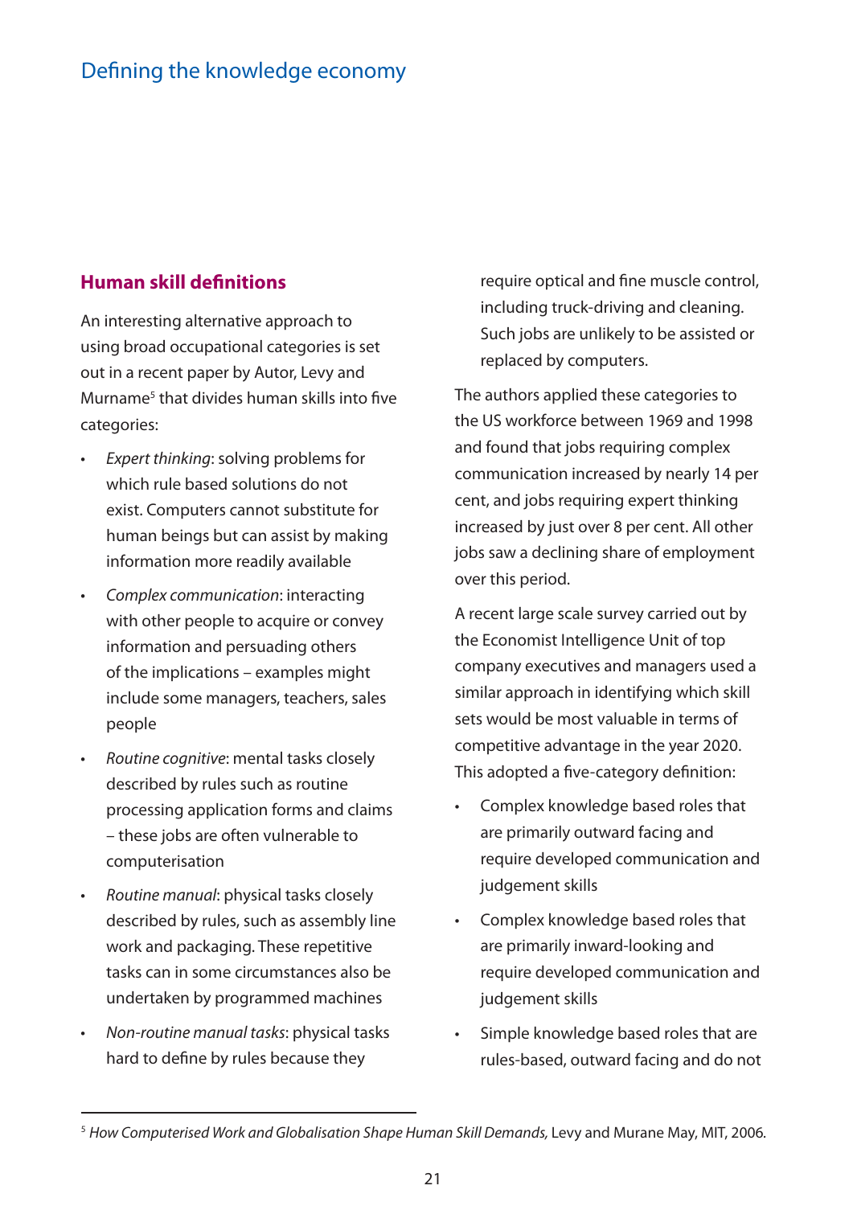## Human skill definitions

An interesting alternative approach to using broad occupational categories is set out in a recent paper by Autor, Levy and Murname[5] that divides human skills into five categories:

- *Expert thinking*: solving problems for which rule based solutions do not exist. Computers cannot substitute for human beings but can assist by making information more readily available
- *Complex communication*: interacting with other people to acquire or convey information and persuading others of the implications – examples might include some managers, teachers, sales people
- *Routine cognitive*: mental tasks closely described by rules such as routine processing application forms and claims – these jobs are often vulnerable to computerisation
- *Routine manual*: physical tasks closely described by rules, such as assembly line work and packaging. These repetitive tasks can in some circumstances also be undertaken by programmed machines
- *Non-routine manual tasks*: physical tasks hard to define by rules because they require optical and fine muscle control, including truck-driving and cleaning. Such jobs are unlikely to be assisted or replaced by computers.

The authors applied these categories to the US workforce between 1969 and 1998 and found that jobs requiring complex communication increased by nearly 14 per cent, and jobs requiring expert thinking increased by just over 8 per cent. All other jobs saw a declining share of employment over this period.

A recent large scale survey carried out by the Economist Intelligence Unit of top company executives and managers used a similar approach in identifying which skill sets would be most valuable in terms of competitive advantage in the year 2020. This adopted a five-category definition:

- Complex knowledge based roles that are primarily outward facing and require developed communication and judgement skills
- Complex knowledge based roles that are primarily inward-looking and require developed communication and judgement skills
- Simple knowledge based roles that are rules-based, outward facing and do not

[5] *How Computerised Work and Globalisation Shape Human Skill Demands,* Levy and Murane May, MIT, 2006.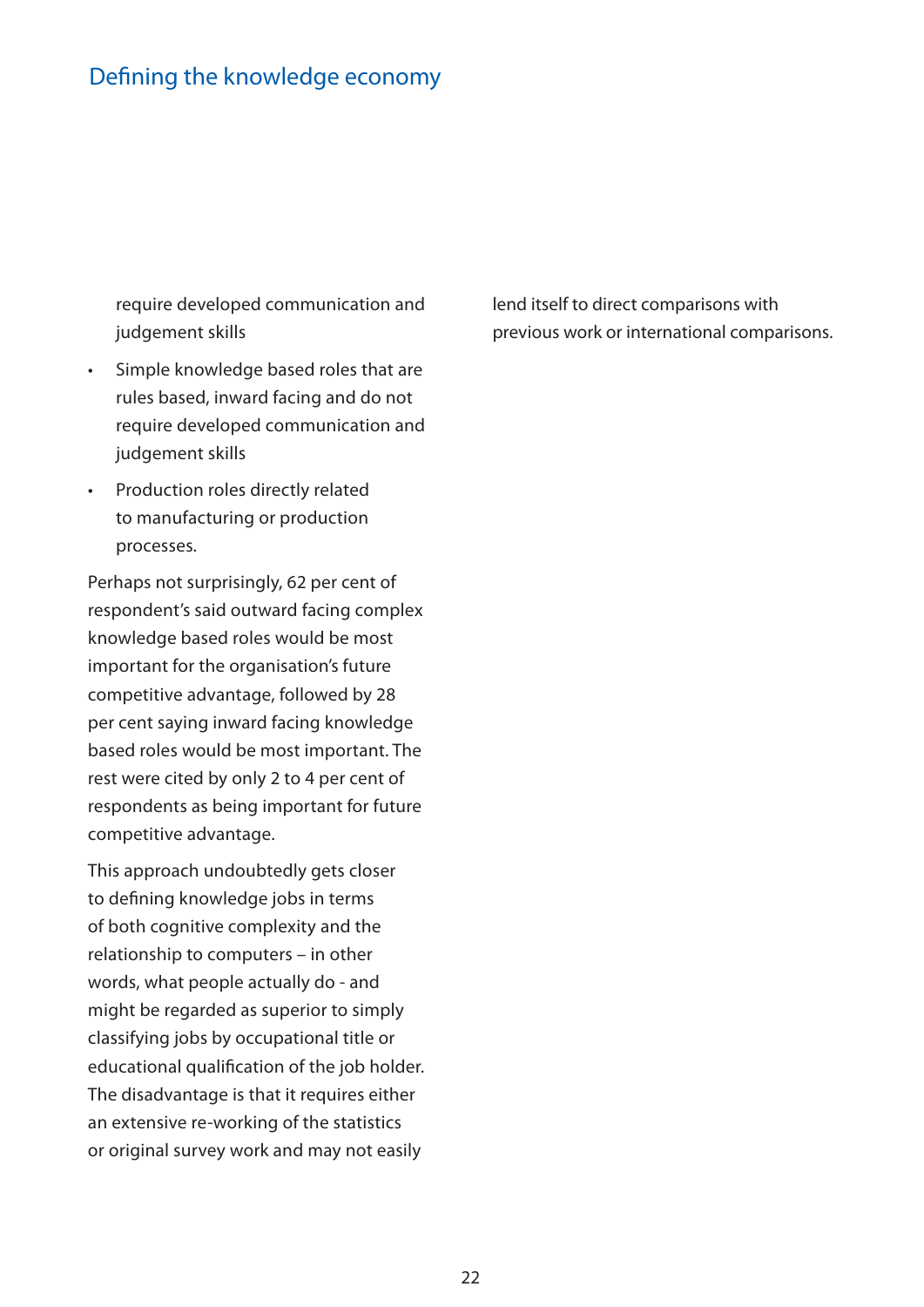require developed communication and judgement skills

- Simple knowledge based roles that are rules based, inward facing and do not require developed communication and judgement skills
- Production roles directly related to manufacturing or production processes.

Perhaps not surprisingly, 62 per cent of respondent's said outward facing complex knowledge based roles would be most important for the organisation's future competitive advantage, followed by 28 per cent saying inward facing knowledge based roles would be most important. The rest were cited by only 2 to 4 per cent of respondents as being important for future competitive advantage.

This approach undoubtedly gets closer to defining knowledge jobs in terms of both cognitive complexity and the relationship to computers – in other words, what people actually do - and might be regarded as superior to simply classifying jobs by occupational title or educational qualification of the job holder. The disadvantage is that it requires either an extensive re-working of the statistics or original survey work and may not easily lend itself to direct comparisons with previous work or international comparisons.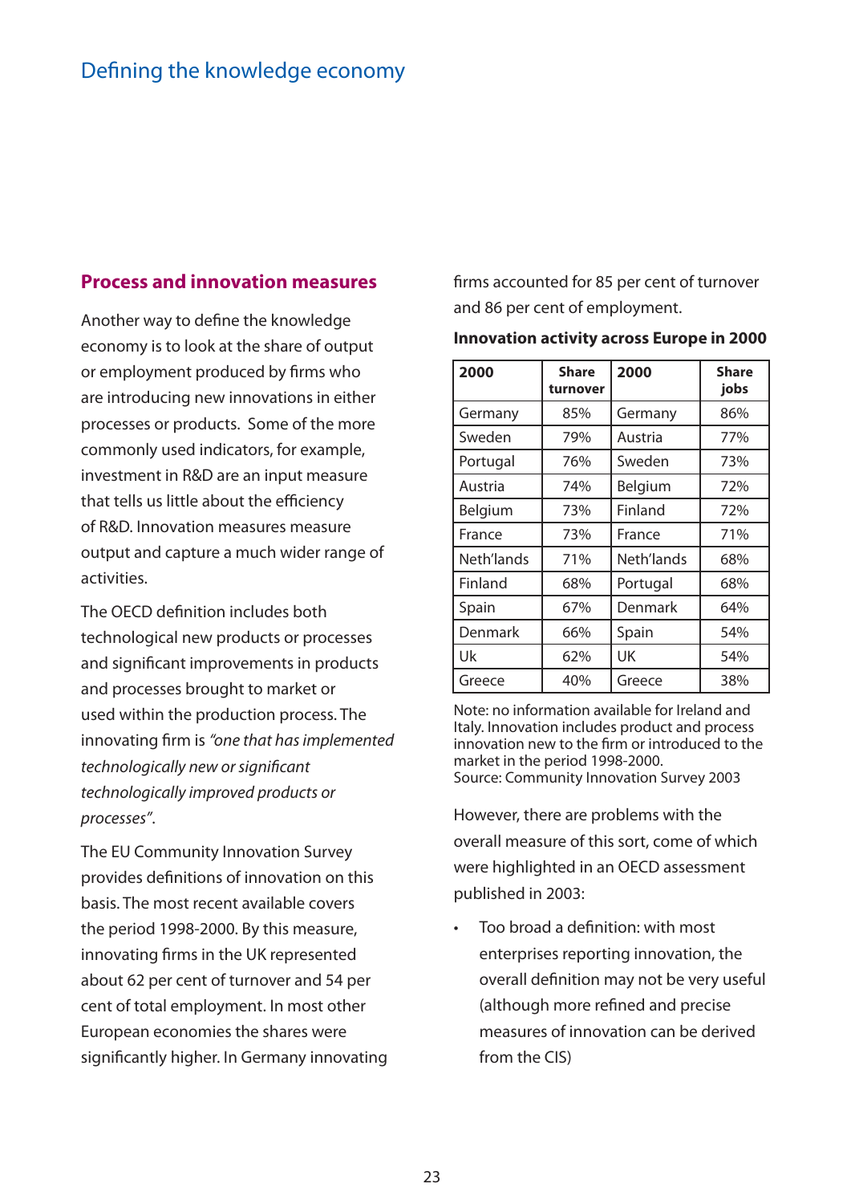## Process and innovation measures

Another way to define the knowledge economy is to look at the share of output or employment produced by firms who are introducing new innovations in either processes or products. Some of the more commonly used indicators, for example, investment in R&D are an input measure that tells us little about the efficiency of R&D. Innovation measures measure output and capture a much wider range of activities.

The OECD definition includes both technological new products or processes and significant improvements in products and processes brought to market or used within the production process. The innovating firm is *"one that has implemented technologically new or significant technologically improved products or processes"*.

The EU Community Innovation Survey provides definitions of innovation on this basis. The most recent available covers the period 1998-2000. By this measure, innovating firms in the UK represented about 62 per cent of turnover and 54 per cent of total employment. In most other European economies the shares were significantly higher. In Germany innovating firms accounted for 85 per cent of turnover and 86 per cent of employment.

**Innovation activity across Europe in 2000**

| 2000 | Share turnover | 2000 | Share jobs |
|---|---|---|---|
| Germany | 85% | Germany | 86% |
| Sweden | 79% | Austria | 77% |
| Portugal | 76% | Sweden | 73% |
| Austria | 74% | Belgium | 72% |
| Belgium | 73% | Finland | 72% |
| France | 73% | France | 71% |
| Neth'lands | 71% | Neth'lands | 68% |
| Finland | 68% | Portugal | 68% |
| Spain | 67% | Denmark | 64% |
| Denmark | 66% | Spain | 54% |
| Uk | 62% | UK | 54% |
| Greece | 40% | Greece | 38% |

Note: no information available for Ireland and Italy. Innovation includes product and process innovation new to the firm or introduced to the market in the period 1998-2000.
Source: Community Innovation Survey 2003

However, there are problems with the overall measure of this sort, come of which were highlighted in an OECD assessment published in 2003:

- Too broad a definition: with most enterprises reporting innovation, the overall definition may not be very useful (although more refined and precise measures of innovation can be derived from the CIS)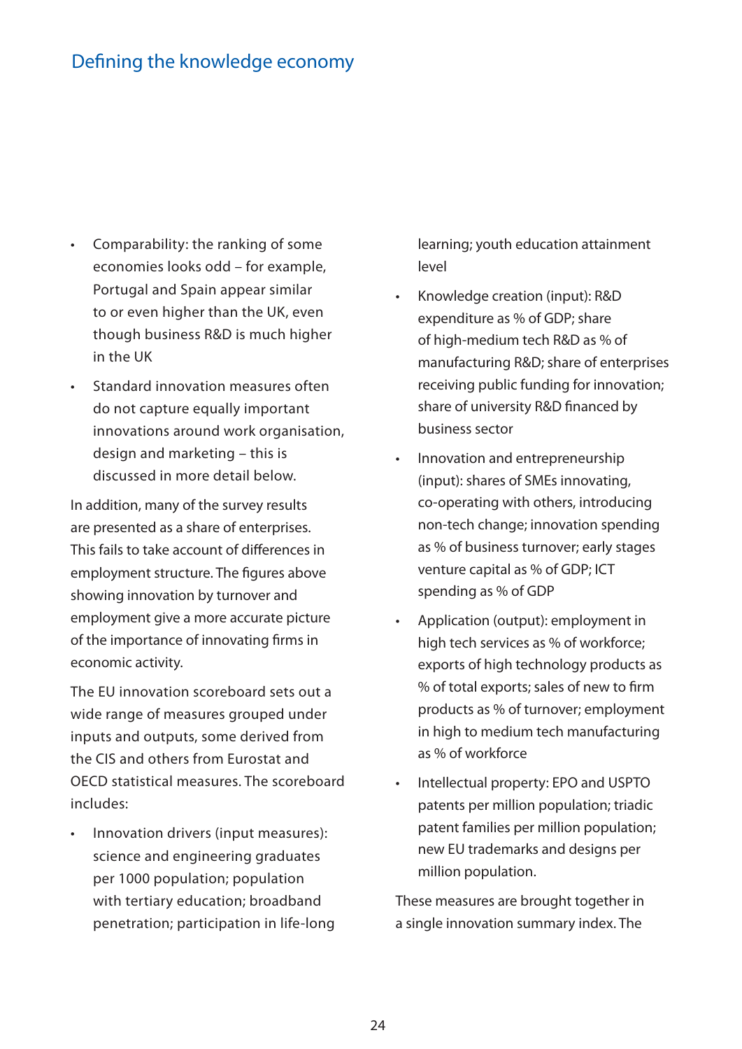- Comparability: the ranking of some economies looks odd – for example, Portugal and Spain appear similar to or even higher than the UK, even though business R&D is much higher in the UK
- Standard innovation measures often do not capture equally important innovations around work organisation, design and marketing – this is discussed in more detail below.

In addition, many of the survey results are presented as a share of enterprises. This fails to take account of differences in employment structure. The figures above showing innovation by turnover and employment give a more accurate picture of the importance of innovating firms in economic activity.

The EU innovation scoreboard sets out a wide range of measures grouped under inputs and outputs, some derived from the CIS and others from Eurostat and OECD statistical measures. The scoreboard includes:

- Innovation drivers (input measures): science and engineering graduates per 1000 population; population with tertiary education; broadband penetration; participation in life-long learning; youth education attainment level
- Knowledge creation (input): R&D expenditure as % of GDP; share of high-medium tech R&D as % of manufacturing R&D; share of enterprises receiving public funding for innovation; share of university R&D financed by business sector
- Innovation and entrepreneurship (input): shares of SMEs innovating, co-operating with others, introducing non-tech change; innovation spending as % of business turnover; early stages venture capital as % of GDP; ICT spending as % of GDP
- Application (output): employment in high tech services as % of workforce; exports of high technology products as % of total exports; sales of new to firm products as % of turnover; employment in high to medium tech manufacturing as % of workforce
- Intellectual property: EPO and USPTO patents per million population; triadic patent families per million population; new EU trademarks and designs per million population.

These measures are brought together in a single innovation summary index. The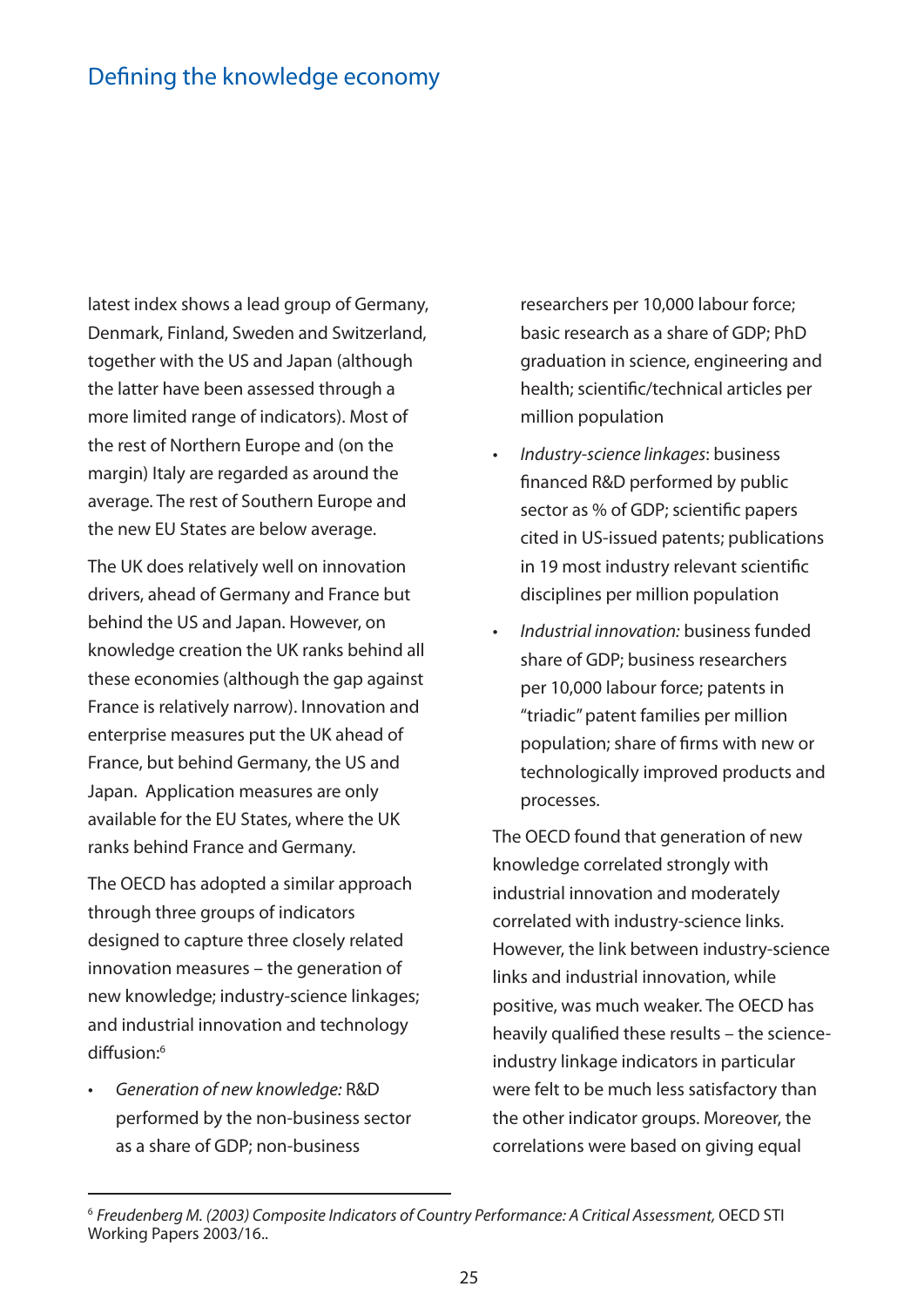latest index shows a lead group of Germany, Denmark, Finland, Sweden and Switzerland, together with the US and Japan (although the latter have been assessed through a more limited range of indicators). Most of the rest of Northern Europe and (on the margin) Italy are regarded as around the average. The rest of Southern Europe and the new EU States are below average.

The UK does relatively well on innovation drivers, ahead of Germany and France but behind the US and Japan. However, on knowledge creation the UK ranks behind all these economies (although the gap against France is relatively narrow). Innovation and enterprise measures put the UK ahead of France, but behind Germany, the US and Japan. Application measures are only available for the EU States, where the UK ranks behind France and Germany.

The OECD has adopted a similar approach through three groups of indicators designed to capture three closely related innovation measures – the generation of new knowledge; industry-science linkages; and industrial innovation and technology diffusion:[6]

- *Generation of new knowledge:* R&D performed by the non-business sector as a share of GDP; non-business researchers per 10,000 labour force; basic research as a share of GDP; PhD graduation in science, engineering and health; scientific/technical articles per million population
- *Industry-science linkages*: business financed R&D performed by public sector as % of GDP; scientific papers cited in US-issued patents; publications in 19 most industry relevant scientific disciplines per million population
- *Industrial innovation:* business funded share of GDP; business researchers per 10,000 labour force; patents in "triadic" patent families per million population; share of firms with new or technologically improved products and processes.

The OECD found that generation of new knowledge correlated strongly with industrial innovation and moderately correlated with industry-science links. However, the link between industry-science links and industrial innovation, while positive, was much weaker. The OECD has heavily qualified these results – the science-industry linkage indicators in particular were felt to be much less satisfactory than the other indicator groups. Moreover, the correlations were based on giving equal

---

[6] *Freudenberg M. (2003) Composite Indicators of Country Performance: A Critical Assessment,* OECD STI Working Papers 2003/16..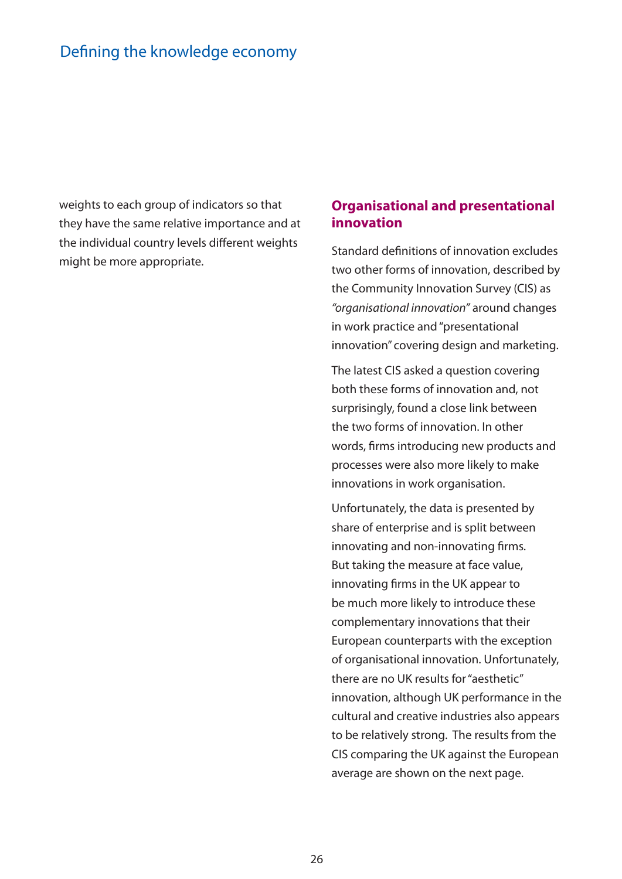weights to each group of indicators so that they have the same relative importance and at the individual country levels different weights might be more appropriate.

## Organisational and presentational innovation

Standard definitions of innovation excludes two other forms of innovation, described by the Community Innovation Survey (CIS) as *"organisational innovation"* around changes in work practice and "presentational innovation" covering design and marketing.

The latest CIS asked a question covering both these forms of innovation and, not surprisingly, found a close link between the two forms of innovation. In other words, firms introducing new products and processes were also more likely to make innovations in work organisation.

Unfortunately, the data is presented by share of enterprise and is split between innovating and non-innovating firms. But taking the measure at face value, innovating firms in the UK appear to be much more likely to introduce these complementary innovations that their European counterparts with the exception of organisational innovation. Unfortunately, there are no UK results for "aesthetic" innovation, although UK performance in the cultural and creative industries also appears to be relatively strong. The results from the CIS comparing the UK against the European average are shown on the next page.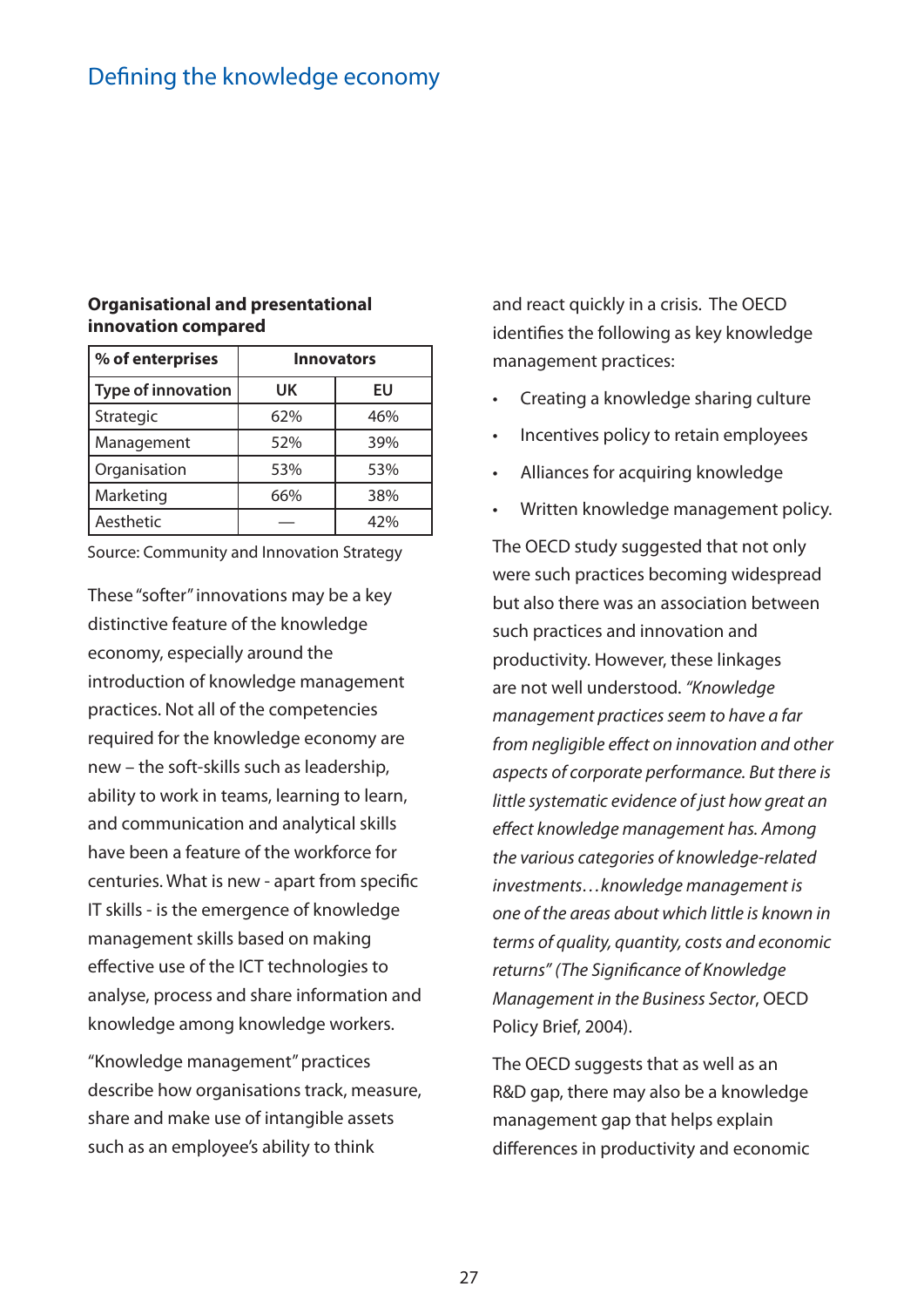# Defining the knowledge economy

**Organisational and presentational innovation compared**

| % of enterprises | Innovators | |
|---|---|---|
| Type of innovation | UK | EU |
| Strategic | 62% | 46% |
| Management | 52% | 39% |
| Organisation | 53% | 53% |
| Marketing | 66% | 38% |
| Aesthetic | — | 42% |

Source: Community and Innovation Strategy

These "softer" innovations may be a key distinctive feature of the knowledge economy, especially around the introduction of knowledge management practices. Not all of the competencies required for the knowledge economy are new – the soft-skills such as leadership, ability to work in teams, learning to learn, and communication and analytical skills have been a feature of the workforce for centuries. What is new - apart from specific IT skills - is the emergence of knowledge management skills based on making effective use of the ICT technologies to analyse, process and share information and knowledge among knowledge workers.

"Knowledge management" practices describe how organisations track, measure, share and make use of intangible assets such as an employee's ability to think and react quickly in a crisis. The OECD identifies the following as key knowledge management practices:

- Creating a knowledge sharing culture
- Incentives policy to retain employees
- Alliances for acquiring knowledge
- Written knowledge management policy.

The OECD study suggested that not only were such practices becoming widespread but also there was an association between such practices and innovation and productivity. However, these linkages are not well understood. *"Knowledge management practices seem to have a far from negligible effect on innovation and other aspects of corporate performance. But there is little systematic evidence of just how great an effect knowledge management has. Among the various categories of knowledge-related investments…knowledge management is one of the areas about which little is known in terms of quality, quantity, costs and economic returns" (The Significance of Knowledge Management in the Business Sector*, OECD Policy Brief, 2004).

The OECD suggests that as well as an R&D gap, there may also be a knowledge management gap that helps explain differences in productivity and economic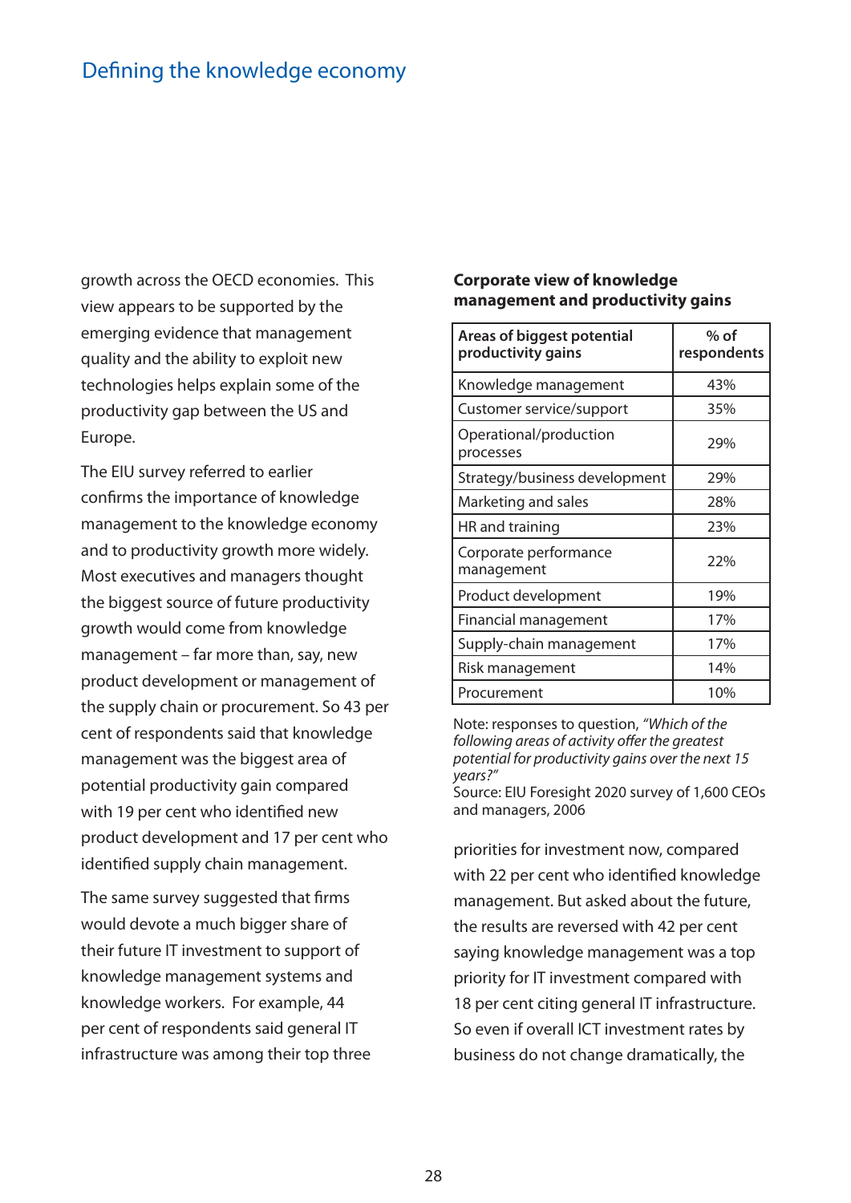growth across the OECD economies. This view appears to be supported by the emerging evidence that management quality and the ability to exploit new technologies helps explain some of the productivity gap between the US and Europe.

The EIU survey referred to earlier confirms the importance of knowledge management to the knowledge economy and to productivity growth more widely. Most executives and managers thought the biggest source of future productivity growth would come from knowledge management – far more than, say, new product development or management of the supply chain or procurement. So 43 per cent of respondents said that knowledge management was the biggest area of potential productivity gain compared with 19 per cent who identified new product development and 17 per cent who identified supply chain management.

The same survey suggested that firms would devote a much bigger share of their future IT investment to support of knowledge management systems and knowledge workers. For example, 44 per cent of respondents said general IT infrastructure was among their top three priorities for investment now, compared with 22 per cent who identified knowledge management. But asked about the future, the results are reversed with 42 per cent saying knowledge management was a top priority for IT investment compared with 18 per cent citing general IT infrastructure. So even if overall ICT investment rates by business do not change dramatically, the

**Corporate view of knowledge management and productivity gains**

| Areas of biggest potential productivity gains | % of respondents |
|---|---|
| Knowledge management | 43% |
| Customer service/support | 35% |
| Operational/production processes | 29% |
| Strategy/business development | 29% |
| Marketing and sales | 28% |
| HR and training | 23% |
| Corporate performance management | 22% |
| Product development | 19% |
| Financial management | 17% |
| Supply-chain management | 17% |
| Risk management | 14% |
| Procurement | 10% |

Note: responses to question, *"Which of the following areas of activity offer the greatest potential for productivity gains over the next 15 years?"*
Source: EIU Foresight 2020 survey of 1,600 CEOs and managers, 2006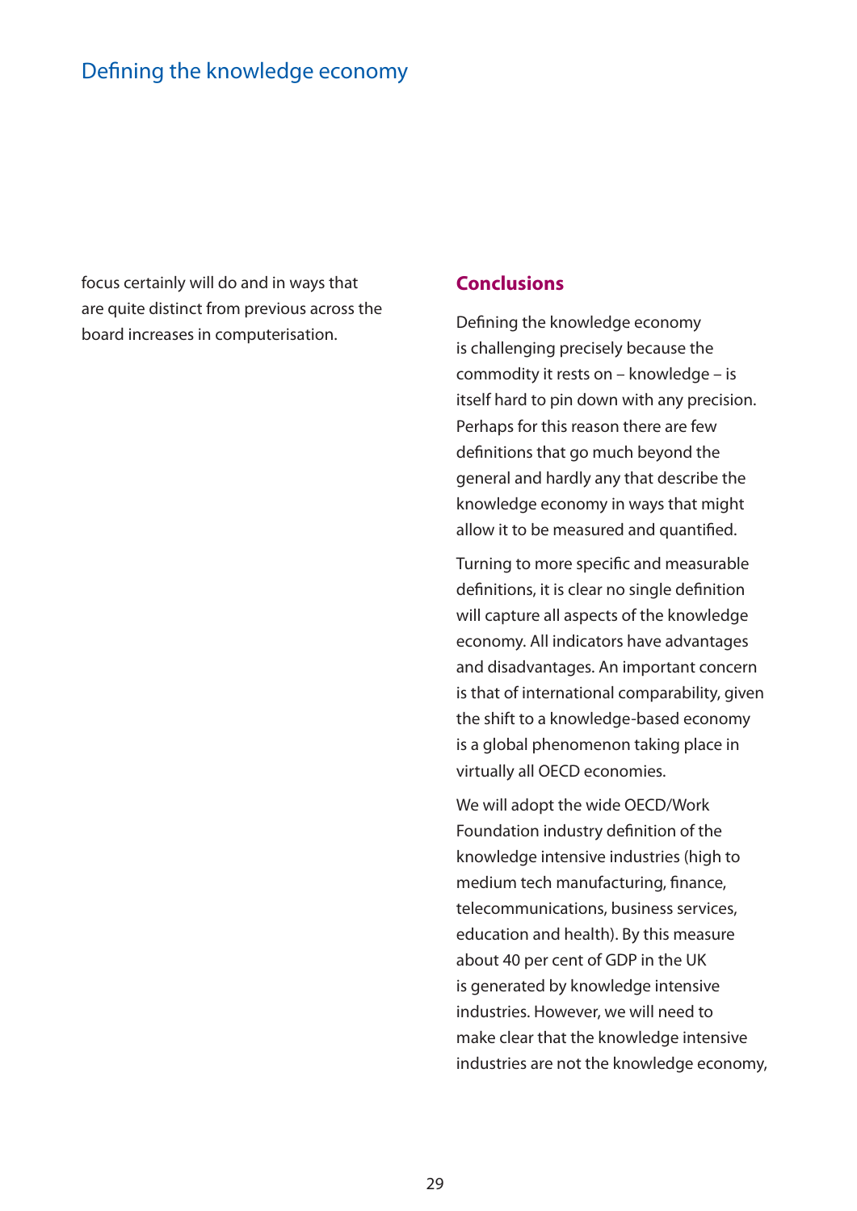focus certainly will do and in ways that are quite distinct from previous across the board increases in computerisation.

## Conclusions

Defining the knowledge economy is challenging precisely because the commodity it rests on – knowledge – is itself hard to pin down with any precision. Perhaps for this reason there are few definitions that go much beyond the general and hardly any that describe the knowledge economy in ways that might allow it to be measured and quantified.

Turning to more specific and measurable definitions, it is clear no single definition will capture all aspects of the knowledge economy. All indicators have advantages and disadvantages. An important concern is that of international comparability, given the shift to a knowledge-based economy is a global phenomenon taking place in virtually all OECD economies.

We will adopt the wide OECD/Work Foundation industry definition of the knowledge intensive industries (high to medium tech manufacturing, finance, telecommunications, business services, education and health). By this measure about 40 per cent of GDP in the UK is generated by knowledge intensive industries. However, we will need to make clear that the knowledge intensive industries are not the knowledge economy,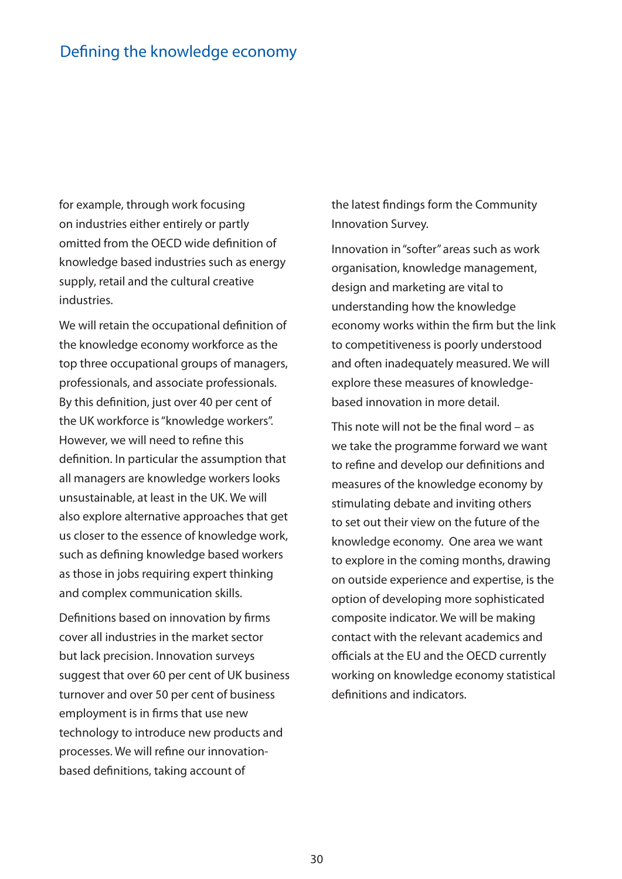## Defining the knowledge economy

for example, through work focusing on industries either entirely or partly omitted from the OECD wide definition of knowledge based industries such as energy supply, retail and the cultural creative industries.

We will retain the occupational definition of the knowledge economy workforce as the top three occupational groups of managers, professionals, and associate professionals. By this definition, just over 40 per cent of the UK workforce is "knowledge workers". However, we will need to refine this definition. In particular the assumption that all managers are knowledge workers looks unsustainable, at least in the UK. We will also explore alternative approaches that get us closer to the essence of knowledge work, such as defining knowledge based workers as those in jobs requiring expert thinking and complex communication skills.

Definitions based on innovation by firms cover all industries in the market sector but lack precision. Innovation surveys suggest that over 60 per cent of UK business turnover and over 50 per cent of business employment is in firms that use new technology to introduce new products and processes. We will refine our innovation-based definitions, taking account of the latest findings form the Community Innovation Survey.

Innovation in "softer" areas such as work organisation, knowledge management, design and marketing are vital to understanding how the knowledge economy works within the firm but the link to competitiveness is poorly understood and often inadequately measured. We will explore these measures of knowledge-based innovation in more detail.

This note will not be the final word – as we take the programme forward we want to refine and develop our definitions and measures of the knowledge economy by stimulating debate and inviting others to set out their view on the future of the knowledge economy. One area we want to explore in the coming months, drawing on outside experience and expertise, is the option of developing more sophisticated composite indicator. We will be making contact with the relevant academics and officials at the EU and the OECD currently working on knowledge economy statistical definitions and indicators.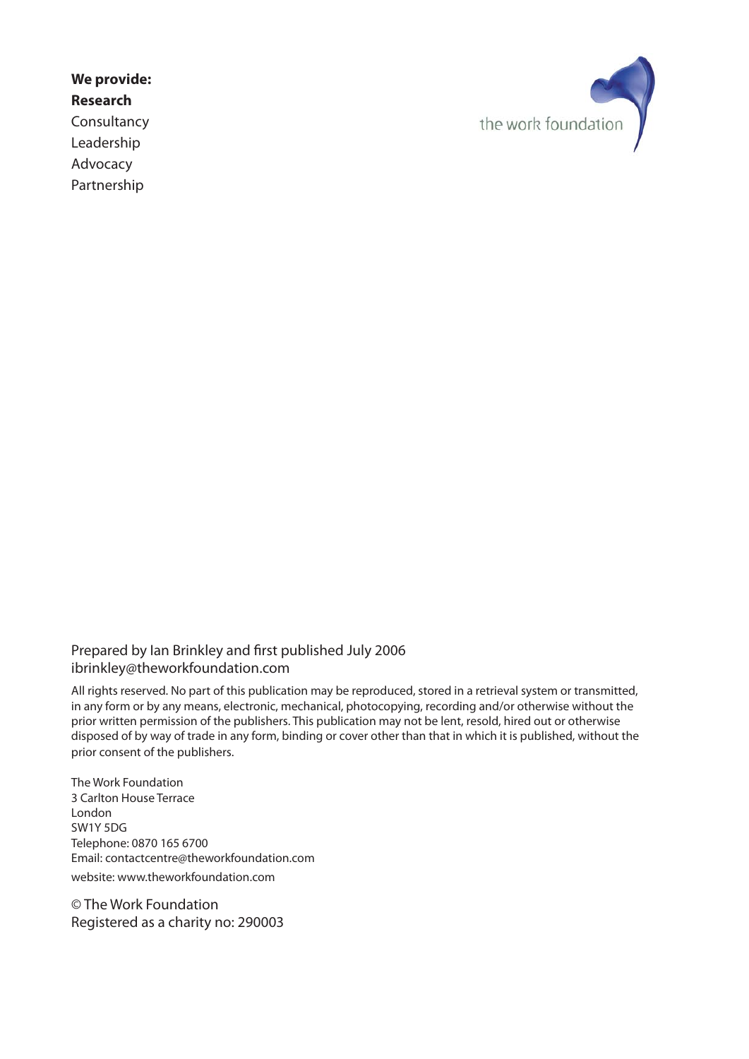**We provide:**
**Research**
Consultancy
Leadership
Advocacy
Partnership

the work foundation

Prepared by Ian Brinkley and first published July 2006
ibrinkley@theworkfoundation.com

All rights reserved. No part of this publication may be reproduced, stored in a retrieval system or transmitted, in any form or by any means, electronic, mechanical, photocopying, recording and/or otherwise without the prior written permission of the publishers. This publication may not be lent, resold, hired out or otherwise disposed of by way of trade in any form, binding or cover other than that in which it is published, without the prior consent of the publishers.

The Work Foundation
3 Carlton House Terrace
London
SW1Y 5DG
Telephone: 0870 165 6700
Email: contactcentre@theworkfoundation.com
website: www.theworkfoundation.com

© The Work Foundation
Registered as a charity no: 290003